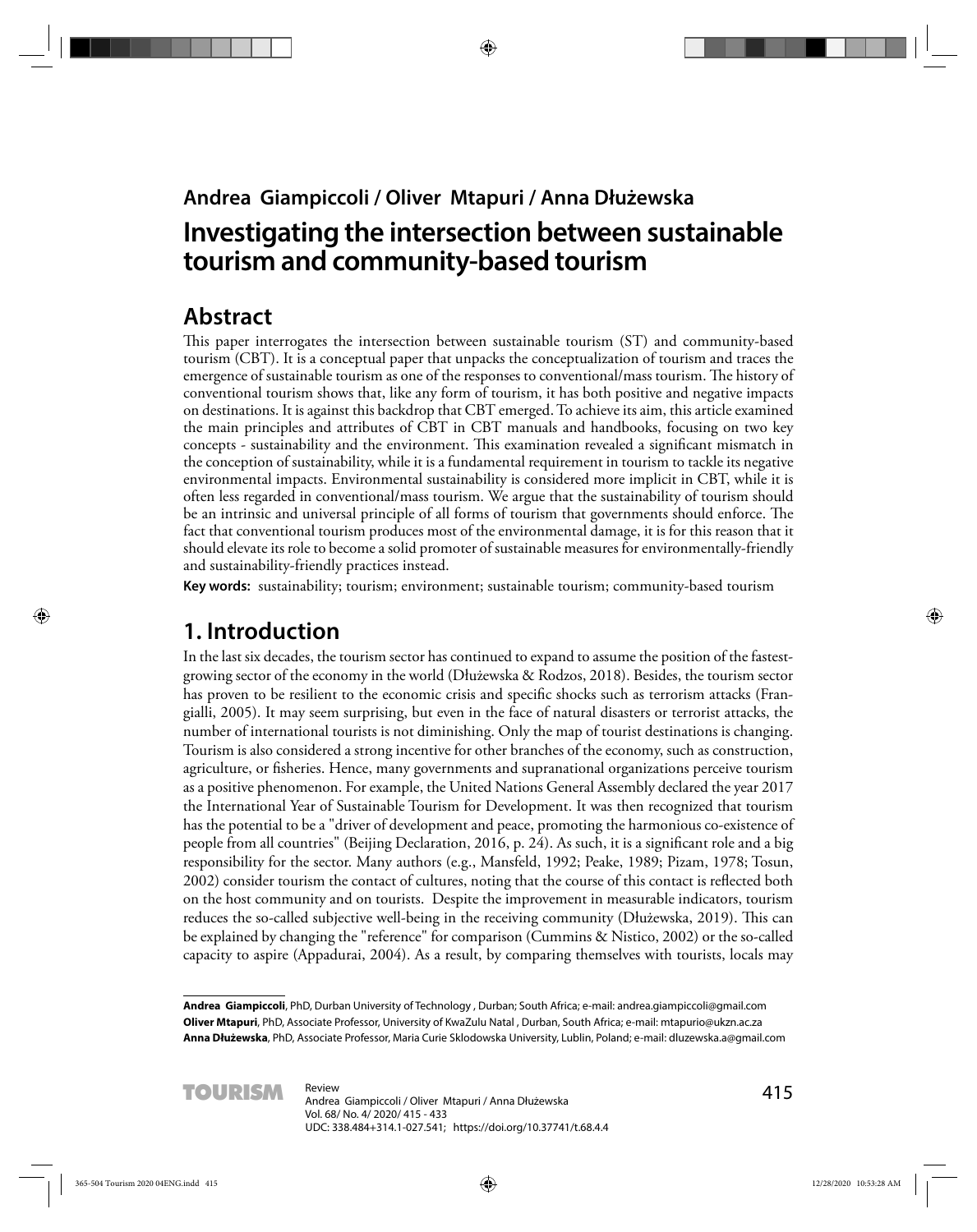**Andrea Giampiccoli / Oliver Mtapuri / Anna Dłużewska**

# Investigating the intersection between sustainable tourism and community-based tourism

## Abstract

This paper interrogates the intersection between sustainable tourism (ST) and community-based tourism (CBT). It is a conceptual paper that unpacks the conceptualization of tourism and traces the emergence of sustainable tourism as one of the responses to conventional/mass tourism. The history of conventional tourism shows that, like any form of tourism, it has both positive and negative impacts on destinations. It is against this backdrop that CBT emerged. To achieve its aim, this article examined the main principles and attributes of CBT in CBT manuals and handbooks, focusing on two key concepts - sustainability and the environment. This examination revealed a significant mismatch in the conception of sustainability, while it is a fundamental requirement in tourism to tackle its negative environmental impacts. Environmental sustainability is considered more implicit in CBT, while it is often less regarded in conventional/mass tourism. We argue that the sustainability of tourism should be an intrinsic and universal principle of all forms of tourism that governments should enforce. The fact that conventional tourism produces most of the environmental damage, it is for this reason that it should elevate its role to become a solid promoter of sustainable measures for environmentally-friendly and sustainability-friendly practices instead.

**Key words:** sustainability; tourism; environment; sustainable tourism; community-based tourism

## 1. Introduction

In the last six decades, the tourism sector has continued to expand to assume the position of the fastest-growing sector of the economy in the world (Dłużewska & Rodzos, 2018). Besides, the tourism sector has proven to be resilient to the economic crisis and specific shocks such as terrorism attacks (Frangialli, 2005). It may seem surprising, but even in the face of natural disasters or terrorist attacks, the number of international tourists is not diminishing. Only the map of tourist destinations is changing. Tourism is also considered a strong incentive for other branches of the economy, such as construction, agriculture, or fisheries. Hence, many governments and supranational organizations perceive tourism as a positive phenomenon. For example, the United Nations General Assembly declared the year 2017 the International Year of Sustainable Tourism for Development. It was then recognized that tourism has the potential to be a "driver of development and peace, promoting the harmonious co-existence of people from all countries" (Beijing Declaration, 2016, p. 24). As such, it is a significant role and a big responsibility for the sector. Many authors (e.g., Mansfeld, 1992; Peake, 1989; Pizam, 1978; Tosun, 2002) consider tourism the contact of cultures, noting that the course of this contact is reflected both on the host community and on tourists. Despite the improvement in measurable indicators, tourism reduces the so-called subjective well-being in the receiving community (Dłużewska, 2019). This can be explained by changing the "reference" for comparison (Cummins & Nistico, 2002) or the so-called capacity to aspire (Appadurai, 2004). As a result, by comparing themselves with tourists, locals may

---

**Andrea Giampiccoli**, PhD, Durban University of Technology , Durban; South Africa; e-mail: andrea.giampiccoli@gmail.com
**Oliver Mtapuri**, PhD, Associate Professor, University of KwaZulu Natal , Durban, South Africa; e-mail: mtapurio@ukzn.ac.za
**Anna Dłużewska**, PhD, Associate Professor, Maria Curie Sklodowska University, Lublin, Poland; e-mail: dluzewska.a@gmail.com

Review
Andrea Giampiccoli / Oliver Mtapuri / Anna Dłużewska
Vol. 68/ No. 4/ 2020/ 415 - 433
UDC: 338.484+314.1-027.541; https://doi.org/10.37741/t.68.4.4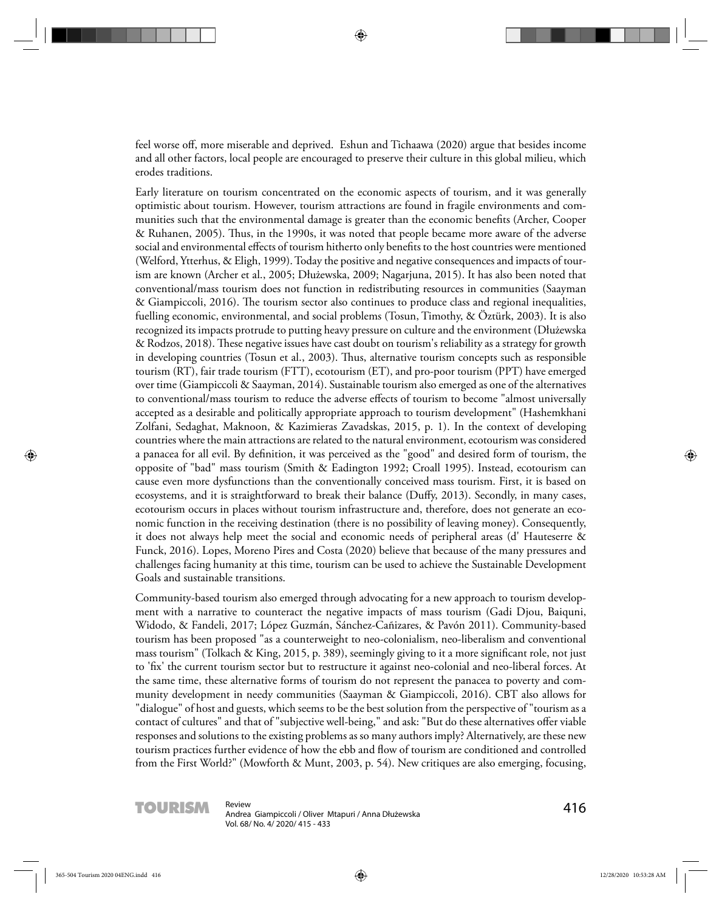feel worse off, more miserable and deprived. Eshun and Tichaawa (2020) argue that besides income and all other factors, local people are encouraged to preserve their culture in this global milieu, which erodes traditions.

Early literature on tourism concentrated on the economic aspects of tourism, and it was generally optimistic about tourism. However, tourism attractions are found in fragile environments and communities such that the environmental damage is greater than the economic benefits (Archer, Cooper & Ruhanen, 2005). Thus, in the 1990s, it was noted that people became more aware of the adverse social and environmental effects of tourism hitherto only benefits to the host countries were mentioned (Welford, Ytterhus, & Eligh, 1999). Today the positive and negative consequences and impacts of tourism are known (Archer et al., 2005; Dłużewska, 2009; Nagarjuna, 2015). It has also been noted that conventional/mass tourism does not function in redistributing resources in communities (Saayman & Giampiccoli, 2016). The tourism sector also continues to produce class and regional inequalities, fuelling economic, environmental, and social problems (Tosun, Timothy, & Öztürk, 2003). It is also recognized its impacts protrude to putting heavy pressure on culture and the environment (Dłużewska & Rodzos, 2018). These negative issues have cast doubt on tourism's reliability as a strategy for growth in developing countries (Tosun et al., 2003). Thus, alternative tourism concepts such as responsible tourism (RT), fair trade tourism (FTT), ecotourism (ET), and pro-poor tourism (PPT) have emerged over time (Giampiccoli & Saayman, 2014). Sustainable tourism also emerged as one of the alternatives to conventional/mass tourism to reduce the adverse effects of tourism to become "almost universally accepted as a desirable and politically appropriate approach to tourism development" (Hashemkhani Zolfani, Sedaghat, Maknoon, & Kazimieras Zavadskas, 2015, p. 1). In the context of developing countries where the main attractions are related to the natural environment, ecotourism was considered a panacea for all evil. By definition, it was perceived as the "good" and desired form of tourism, the opposite of "bad" mass tourism (Smith & Eadington 1992; Croall 1995). Instead, ecotourism can cause even more dysfunctions than the conventionally conceived mass tourism. First, it is based on ecosystems, and it is straightforward to break their balance (Duffy, 2013). Secondly, in many cases, ecotourism occurs in places without tourism infrastructure and, therefore, does not generate an economic function in the receiving destination (there is no possibility of leaving money). Consequently, it does not always help meet the social and economic needs of peripheral areas (d' Hauteserre & Funck, 2016). Lopes, Moreno Pires and Costa (2020) believe that because of the many pressures and challenges facing humanity at this time, tourism can be used to achieve the Sustainable Development Goals and sustainable transitions.

Community-based tourism also emerged through advocating for a new approach to tourism development with a narrative to counteract the negative impacts of mass tourism (Gadi Djou, Baiquni, Widodo, & Fandeli, 2017; López Guzmán, Sánchez-Cañizares, & Pavón 2011). Community-based tourism has been proposed "as a counterweight to neo-colonialism, neo-liberalism and conventional mass tourism" (Tolkach & King, 2015, p. 389), seemingly giving to it a more significant role, not just to 'fix' the current tourism sector but to restructure it against neo-colonial and neo-liberal forces. At the same time, these alternative forms of tourism do not represent the panacea to poverty and community development in needy communities (Saayman & Giampiccoli, 2016). CBT also allows for "dialogue" of host and guests, which seems to be the best solution from the perspective of "tourism as a contact of cultures" and that of "subjective well-being," and ask: "But do these alternatives offer viable responses and solutions to the existing problems as so many authors imply? Alternatively, are these new tourism practices further evidence of how the ebb and flow of tourism are conditioned and controlled from the First World?" (Mowforth & Munt, 2003, p. 54). New critiques are also emerging, focusing,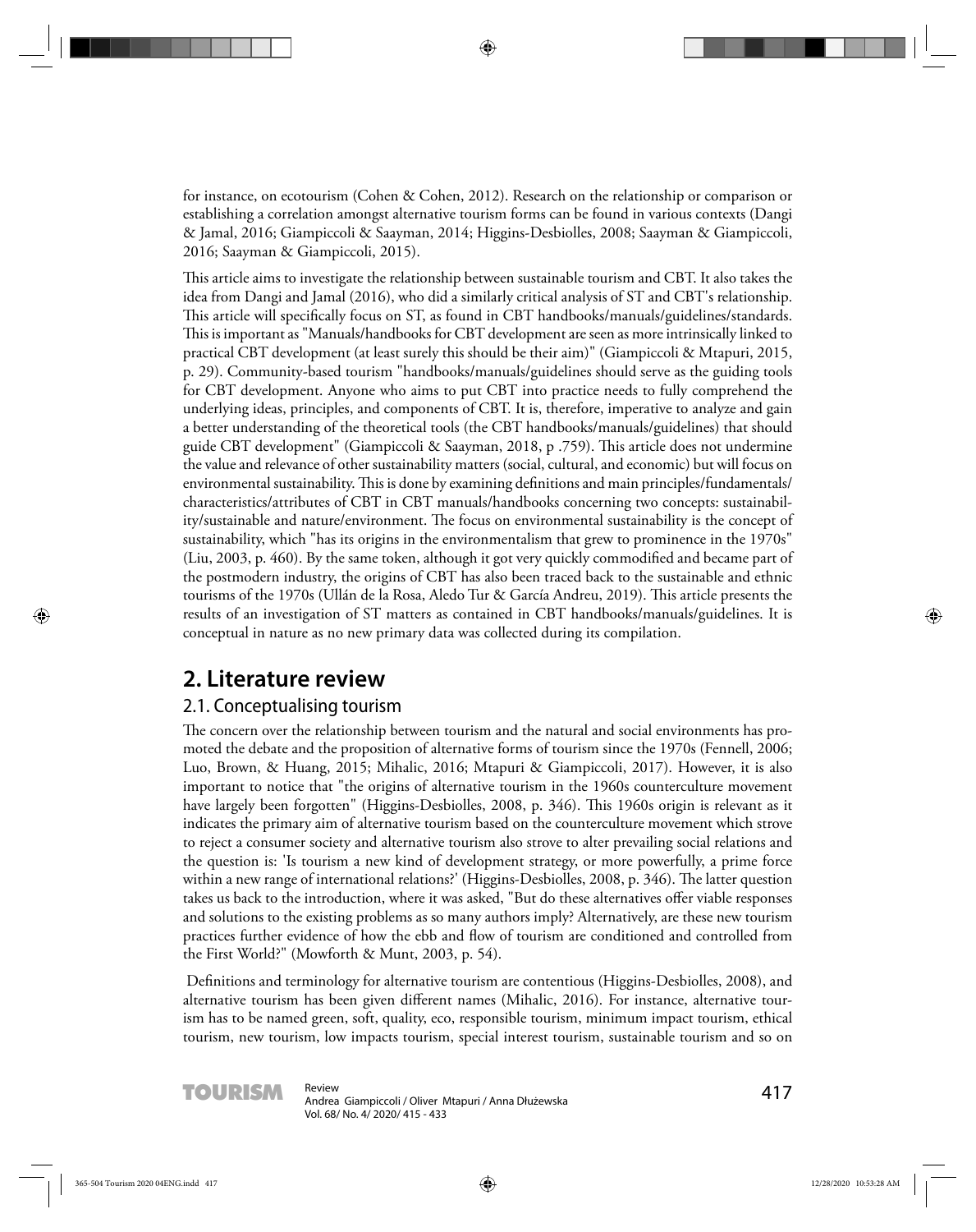for instance, on ecotourism (Cohen & Cohen, 2012). Research on the relationship or comparison or establishing a correlation amongst alternative tourism forms can be found in various contexts (Dangi & Jamal, 2016; Giampiccoli & Saayman, 2014; Higgins-Desbiolles, 2008; Saayman & Giampiccoli, 2016; Saayman & Giampiccoli, 2015).

This article aims to investigate the relationship between sustainable tourism and CBT. It also takes the idea from Dangi and Jamal (2016), who did a similarly critical analysis of ST and CBT's relationship. This article will specifically focus on ST, as found in CBT handbooks/manuals/guidelines/standards. This is important as "Manuals/handbooks for CBT development are seen as more intrinsically linked to practical CBT development (at least surely this should be their aim)" (Giampiccoli & Mtapuri, 2015, p. 29). Community-based tourism "handbooks/manuals/guidelines should serve as the guiding tools for CBT development. Anyone who aims to put CBT into practice needs to fully comprehend the underlying ideas, principles, and components of CBT. It is, therefore, imperative to analyze and gain a better understanding of the theoretical tools (the CBT handbooks/manuals/guidelines) that should guide CBT development" (Giampiccoli & Saayman, 2018, p .759). This article does not undermine the value and relevance of other sustainability matters (social, cultural, and economic) but will focus on environmental sustainability. This is done by examining definitions and main principles/fundamentals/characteristics/attributes of CBT in CBT manuals/handbooks concerning two concepts: sustainability/sustainable and nature/environment. The focus on environmental sustainability is the concept of sustainability, which "has its origins in the environmentalism that grew to prominence in the 1970s" (Liu, 2003, p. 460). By the same token, although it got very quickly commodified and became part of the postmodern industry, the origins of CBT has also been traced back to the sustainable and ethnic tourisms of the 1970s (Ullán de la Rosa, Aledo Tur & García Andreu, 2019). This article presents the results of an investigation of ST matters as contained in CBT handbooks/manuals/guidelines. It is conceptual in nature as no new primary data was collected during its compilation.

## 2. Literature review

### 2.1. Conceptualising tourism

The concern over the relationship between tourism and the natural and social environments has promoted the debate and the proposition of alternative forms of tourism since the 1970s (Fennell, 2006; Luo, Brown, & Huang, 2015; Mihalic, 2016; Mtapuri & Giampiccoli, 2017). However, it is also important to notice that "the origins of alternative tourism in the 1960s counterculture movement have largely been forgotten" (Higgins-Desbiolles, 2008, p. 346). This 1960s origin is relevant as it indicates the primary aim of alternative tourism based on the counterculture movement which strove to reject a consumer society and alternative tourism also strove to alter prevailing social relations and the question is: 'Is tourism a new kind of development strategy, or more powerfully, a prime force within a new range of international relations?' (Higgins-Desbiolles, 2008, p. 346). The latter question takes us back to the introduction, where it was asked, "But do these alternatives offer viable responses and solutions to the existing problems as so many authors imply? Alternatively, are these new tourism practices further evidence of how the ebb and flow of tourism are conditioned and controlled from the First World?" (Mowforth & Munt, 2003, p. 54).

Definitions and terminology for alternative tourism are contentious (Higgins-Desbiolles, 2008), and alternative tourism has been given different names (Mihalic, 2016). For instance, alternative tourism has to be named green, soft, quality, eco, responsible tourism, minimum impact tourism, ethical tourism, new tourism, low impacts tourism, special interest tourism, sustainable tourism and so on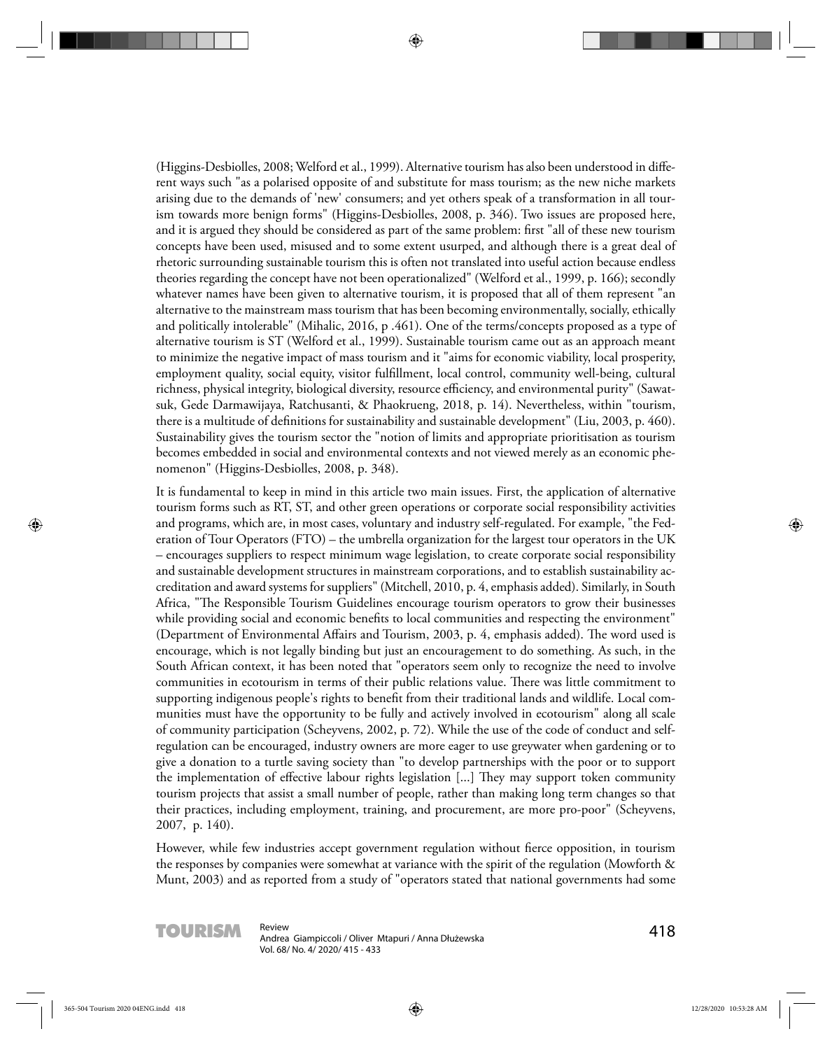(Higgins-Desbiolles, 2008; Welford et al., 1999). Alternative tourism has also been understood in different ways such "as a polarised opposite of and substitute for mass tourism; as the new niche markets arising due to the demands of 'new' consumers; and yet others speak of a transformation in all tourism towards more benign forms" (Higgins-Desbiolles, 2008, p. 346). Two issues are proposed here, and it is argued they should be considered as part of the same problem: first "all of these new tourism concepts have been used, misused and to some extent usurped, and although there is a great deal of rhetoric surrounding sustainable tourism this is often not translated into useful action because endless theories regarding the concept have not been operationalized" (Welford et al., 1999, p. 166); secondly whatever names have been given to alternative tourism, it is proposed that all of them represent "an alternative to the mainstream mass tourism that has been becoming environmentally, socially, ethically and politically intolerable" (Mihalic, 2016, p .461). One of the terms/concepts proposed as a type of alternative tourism is ST (Welford et al., 1999). Sustainable tourism came out as an approach meant to minimize the negative impact of mass tourism and it "aims for economic viability, local prosperity, employment quality, social equity, visitor fulfillment, local control, community well-being, cultural richness, physical integrity, biological diversity, resource efficiency, and environmental purity" (Sawatsuk, Gede Darmawijaya, Ratchusanti, & Phaokrueng, 2018, p. 14). Nevertheless, within "tourism, there is a multitude of definitions for sustainability and sustainable development" (Liu, 2003, p. 460). Sustainability gives the tourism sector the "notion of limits and appropriate prioritisation as tourism becomes embedded in social and environmental contexts and not viewed merely as an economic phenomenon" (Higgins-Desbiolles, 2008, p. 348).

It is fundamental to keep in mind in this article two main issues. First, the application of alternative tourism forms such as RT, ST, and other green operations or corporate social responsibility activities and programs, which are, in most cases, voluntary and industry self-regulated. For example, "the Federation of Tour Operators (FTO) – the umbrella organization for the largest tour operators in the UK – encourages suppliers to respect minimum wage legislation, to create corporate social responsibility and sustainable development structures in mainstream corporations, and to establish sustainability accreditation and award systems for suppliers" (Mitchell, 2010, p. 4, emphasis added). Similarly, in South Africa, "The Responsible Tourism Guidelines encourage tourism operators to grow their businesses while providing social and economic benefits to local communities and respecting the environment" (Department of Environmental Affairs and Tourism, 2003, p. 4, emphasis added). The word used is encourage, which is not legally binding but just an encouragement to do something. As such, in the South African context, it has been noted that "operators seem only to recognize the need to involve communities in ecotourism in terms of their public relations value. There was little commitment to supporting indigenous people's rights to benefit from their traditional lands and wildlife. Local communities must have the opportunity to be fully and actively involved in ecotourism" along all scale of community participation (Scheyvens, 2002, p. 72). While the use of the code of conduct and self-regulation can be encouraged, industry owners are more eager to use greywater when gardening or to give a donation to a turtle saving society than "to develop partnerships with the poor or to support the implementation of effective labour rights legislation [...] They may support token community tourism projects that assist a small number of people, rather than making long term changes so that their practices, including employment, training, and procurement, are more pro-poor" (Scheyvens, 2007, p. 140).

However, while few industries accept government regulation without fierce opposition, in tourism the responses by companies were somewhat at variance with the spirit of the regulation (Mowforth & Munt, 2003) and as reported from a study of "operators stated that national governments had some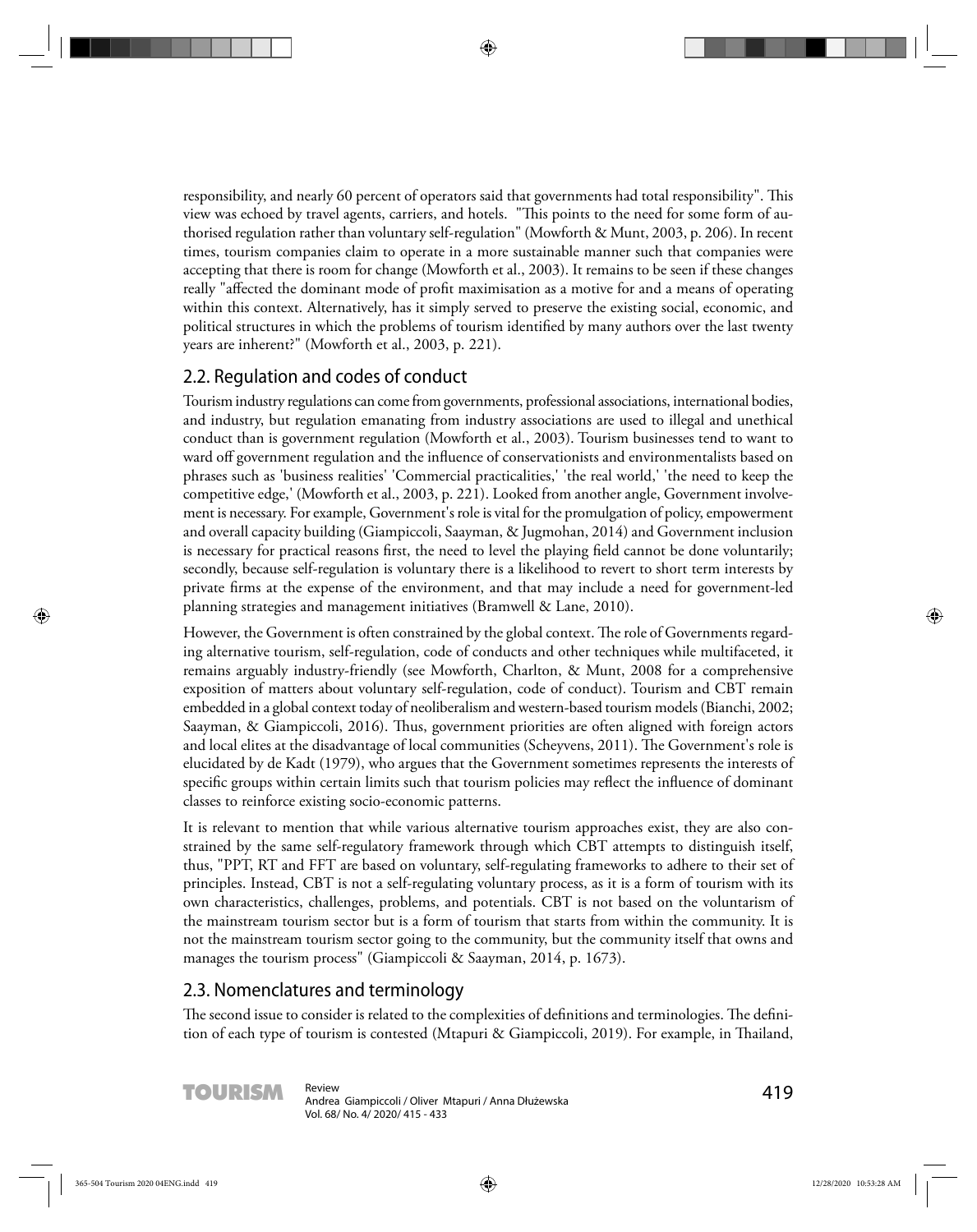responsibility, and nearly 60 percent of operators said that governments had total responsibility". This view was echoed by travel agents, carriers, and hotels. "This points to the need for some form of authorised regulation rather than voluntary self-regulation" (Mowforth & Munt, 2003, p. 206). In recent times, tourism companies claim to operate in a more sustainable manner such that companies were accepting that there is room for change (Mowforth et al., 2003). It remains to be seen if these changes really "affected the dominant mode of profit maximisation as a motive for and a means of operating within this context. Alternatively, has it simply served to preserve the existing social, economic, and political structures in which the problems of tourism identified by many authors over the last twenty years are inherent?" (Mowforth et al., 2003, p. 221).

## 2.2. Regulation and codes of conduct

Tourism industry regulations can come from governments, professional associations, international bodies, and industry, but regulation emanating from industry associations are used to illegal and unethical conduct than is government regulation (Mowforth et al., 2003). Tourism businesses tend to want to ward off government regulation and the influence of conservationists and environmentalists based on phrases such as 'business realities' 'Commercial practicalities,' 'the real world,' 'the need to keep the competitive edge,' (Mowforth et al., 2003, p. 221). Looked from another angle, Government involvement is necessary. For example, Government's role is vital for the promulgation of policy, empowerment and overall capacity building (Giampiccoli, Saayman, & Jugmohan, 2014) and Government inclusion is necessary for practical reasons first, the need to level the playing field cannot be done voluntarily; secondly, because self-regulation is voluntary there is a likelihood to revert to short term interests by private firms at the expense of the environment, and that may include a need for government-led planning strategies and management initiatives (Bramwell & Lane, 2010).

However, the Government is often constrained by the global context. The role of Governments regarding alternative tourism, self-regulation, code of conducts and other techniques while multifaceted, it remains arguably industry-friendly (see Mowforth, Charlton, & Munt, 2008 for a comprehensive exposition of matters about voluntary self-regulation, code of conduct). Tourism and CBT remain embedded in a global context today of neoliberalism and western-based tourism models (Bianchi, 2002; Saayman, & Giampiccoli, 2016). Thus, government priorities are often aligned with foreign actors and local elites at the disadvantage of local communities (Scheyvens, 2011). The Government's role is elucidated by de Kadt (1979), who argues that the Government sometimes represents the interests of specific groups within certain limits such that tourism policies may reflect the influence of dominant classes to reinforce existing socio-economic patterns.

It is relevant to mention that while various alternative tourism approaches exist, they are also constrained by the same self-regulatory framework through which CBT attempts to distinguish itself, thus, "PPT, RT and FFT are based on voluntary, self-regulating frameworks to adhere to their set of principles. Instead, CBT is not a self-regulating voluntary process, as it is a form of tourism with its own characteristics, challenges, problems, and potentials. CBT is not based on the voluntarism of the mainstream tourism sector but is a form of tourism that starts from within the community. It is not the mainstream tourism sector going to the community, but the community itself that owns and manages the tourism process" (Giampiccoli & Saayman, 2014, p. 1673).

## 2.3. Nomenclatures and terminology

The second issue to consider is related to the complexities of definitions and terminologies. The definition of each type of tourism is contested (Mtapuri & Giampiccoli, 2019). For example, in Thailand,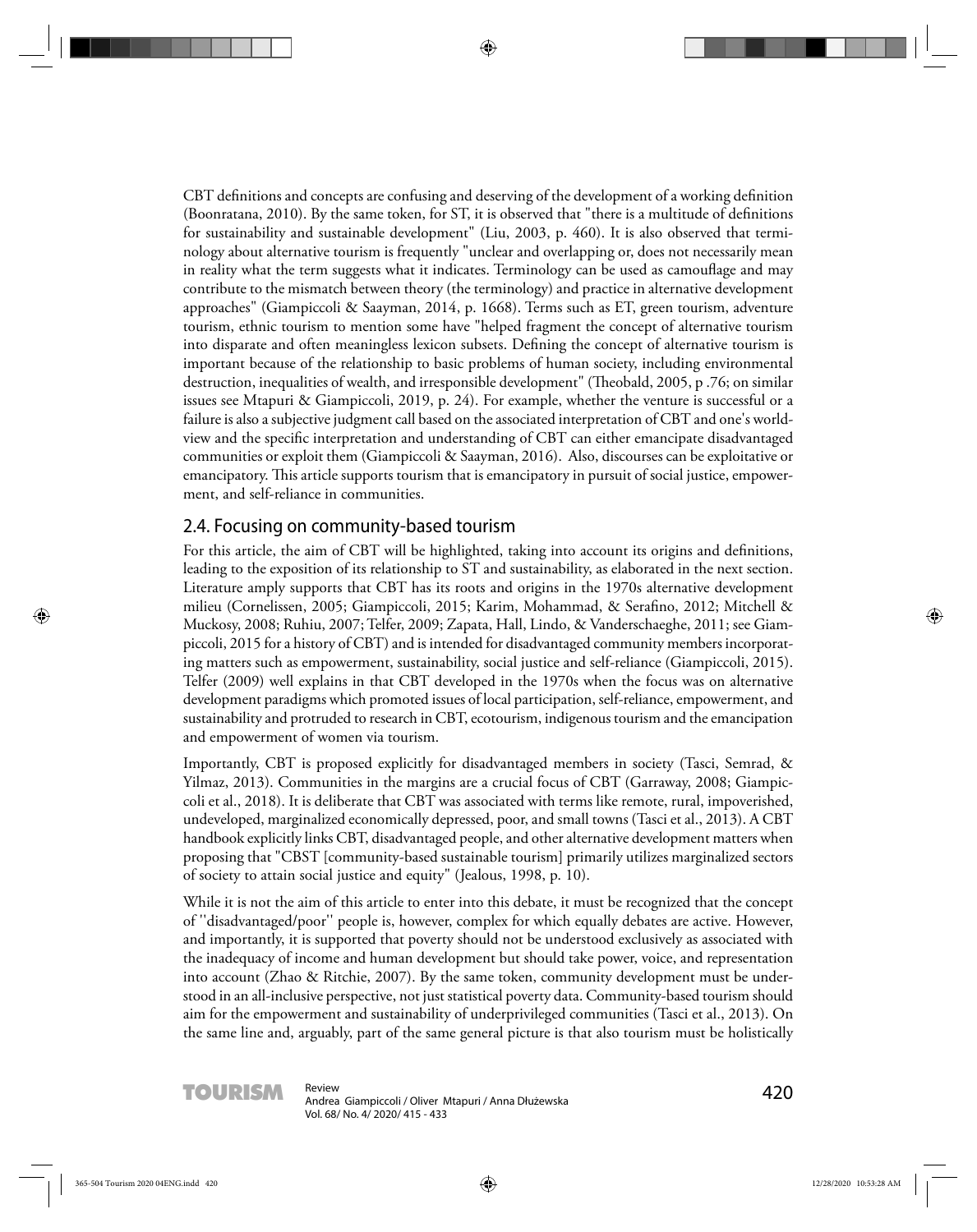CBT definitions and concepts are confusing and deserving of the development of a working definition (Boonratana, 2010). By the same token, for ST, it is observed that "there is a multitude of definitions for sustainability and sustainable development" (Liu, 2003, p. 460). It is also observed that terminology about alternative tourism is frequently "unclear and overlapping or, does not necessarily mean in reality what the term suggests what it indicates. Terminology can be used as camouflage and may contribute to the mismatch between theory (the terminology) and practice in alternative development approaches" (Giampiccoli & Saayman, 2014, p. 1668). Terms such as ET, green tourism, adventure tourism, ethnic tourism to mention some have "helped fragment the concept of alternative tourism into disparate and often meaningless lexicon subsets. Defining the concept of alternative tourism is important because of the relationship to basic problems of human society, including environmental destruction, inequalities of wealth, and irresponsible development" (Theobald, 2005, p .76; on similar issues see Mtapuri & Giampiccoli, 2019, p. 24). For example, whether the venture is successful or a failure is also a subjective judgment call based on the associated interpretation of CBT and one's worldview and the specific interpretation and understanding of CBT can either emancipate disadvantaged communities or exploit them (Giampiccoli & Saayman, 2016). Also, discourses can be exploitative or emancipatory. This article supports tourism that is emancipatory in pursuit of social justice, empowerment, and self-reliance in communities.

## 2.4. Focusing on community-based tourism

For this article, the aim of CBT will be highlighted, taking into account its origins and definitions, leading to the exposition of its relationship to ST and sustainability, as elaborated in the next section. Literature amply supports that CBT has its roots and origins in the 1970s alternative development milieu (Cornelissen, 2005; Giampiccoli, 2015; Karim, Mohammad, & Serafino, 2012; Mitchell & Muckosy, 2008; Ruhiu, 2007; Telfer, 2009; Zapata, Hall, Lindo, & Vanderschaeghe, 2011; see Giampiccoli, 2015 for a history of CBT) and is intended for disadvantaged community members incorporating matters such as empowerment, sustainability, social justice and self-reliance (Giampiccoli, 2015). Telfer (2009) well explains in that CBT developed in the 1970s when the focus was on alternative development paradigms which promoted issues of local participation, self-reliance, empowerment, and sustainability and protruded to research in CBT, ecotourism, indigenous tourism and the emancipation and empowerment of women via tourism.

Importantly, CBT is proposed explicitly for disadvantaged members in society (Tasci, Semrad, & Yilmaz, 2013). Communities in the margins are a crucial focus of CBT (Garraway, 2008; Giampiccoli et al., 2018). It is deliberate that CBT was associated with terms like remote, rural, impoverished, undeveloped, marginalized economically depressed, poor, and small towns (Tasci et al., 2013). A CBT handbook explicitly links CBT, disadvantaged people, and other alternative development matters when proposing that "CBST [community-based sustainable tourism] primarily utilizes marginalized sectors of society to attain social justice and equity" (Jealous, 1998, p. 10).

While it is not the aim of this article to enter into this debate, it must be recognized that the concept of ''disadvantaged/poor'' people is, however, complex for which equally debates are active. However, and importantly, it is supported that poverty should not be understood exclusively as associated with the inadequacy of income and human development but should take power, voice, and representation into account (Zhao & Ritchie, 2007). By the same token, community development must be understood in an all-inclusive perspective, not just statistical poverty data. Community-based tourism should aim for the empowerment and sustainability of underprivileged communities (Tasci et al., 2013). On the same line and, arguably, part of the same general picture is that also tourism must be holistically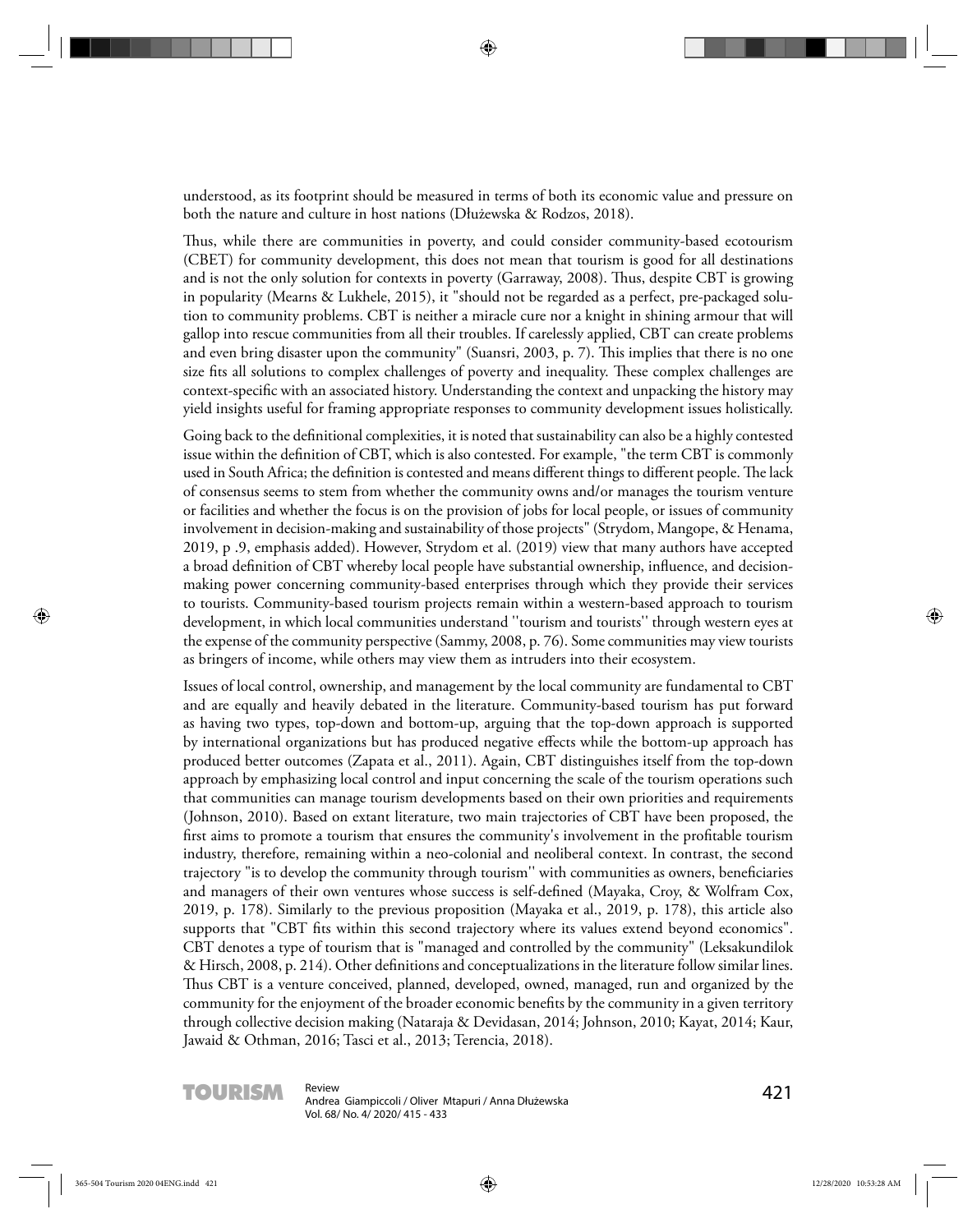understood, as its footprint should be measured in terms of both its economic value and pressure on both the nature and culture in host nations (Dłużewska & Rodzos, 2018).

Thus, while there are communities in poverty, and could consider community-based ecotourism (CBET) for community development, this does not mean that tourism is good for all destinations and is not the only solution for contexts in poverty (Garraway, 2008). Thus, despite CBT is growing in popularity (Mearns & Lukhele, 2015), it "should not be regarded as a perfect, pre-packaged solution to community problems. CBT is neither a miracle cure nor a knight in shining armour that will gallop into rescue communities from all their troubles. If carelessly applied, CBT can create problems and even bring disaster upon the community" (Suansri, 2003, p. 7). This implies that there is no one size fits all solutions to complex challenges of poverty and inequality. These complex challenges are context-specific with an associated history. Understanding the context and unpacking the history may yield insights useful for framing appropriate responses to community development issues holistically.

Going back to the definitional complexities, it is noted that sustainability can also be a highly contested issue within the definition of CBT, which is also contested. For example, "the term CBT is commonly used in South Africa; the definition is contested and means different things to different people. The lack of consensus seems to stem from whether the community owns and/or manages the tourism venture or facilities and whether the focus is on the provision of jobs for local people, or issues of community involvement in decision-making and sustainability of those projects" (Strydom, Mangope, & Henama, 2019, p .9, emphasis added). However, Strydom et al. (2019) view that many authors have accepted a broad definition of CBT whereby local people have substantial ownership, influence, and decision-making power concerning community-based enterprises through which they provide their services to tourists. Community-based tourism projects remain within a western-based approach to tourism development, in which local communities understand ''tourism and tourists'' through western eyes at the expense of the community perspective (Sammy, 2008, p. 76). Some communities may view tourists as bringers of income, while others may view them as intruders into their ecosystem.

Issues of local control, ownership, and management by the local community are fundamental to CBT and are equally and heavily debated in the literature. Community-based tourism has put forward as having two types, top-down and bottom-up, arguing that the top-down approach is supported by international organizations but has produced negative effects while the bottom-up approach has produced better outcomes (Zapata et al., 2011). Again, CBT distinguishes itself from the top-down approach by emphasizing local control and input concerning the scale of the tourism operations such that communities can manage tourism developments based on their own priorities and requirements (Johnson, 2010). Based on extant literature, two main trajectories of CBT have been proposed, the first aims to promote a tourism that ensures the community's involvement in the profitable tourism industry, therefore, remaining within a neo-colonial and neoliberal context. In contrast, the second trajectory "is to develop the community through tourism'' with communities as owners, beneficiaries and managers of their own ventures whose success is self-defined (Mayaka, Croy, & Wolfram Cox, 2019, p. 178). Similarly to the previous proposition (Mayaka et al., 2019, p. 178), this article also supports that "CBT fits within this second trajectory where its values extend beyond economics". CBT denotes a type of tourism that is "managed and controlled by the community" (Leksakundilok & Hirsch, 2008, p. 214). Other definitions and conceptualizations in the literature follow similar lines. Thus CBT is a venture conceived, planned, developed, owned, managed, run and organized by the community for the enjoyment of the broader economic benefits by the community in a given territory through collective decision making (Nataraja & Devidasan, 2014; Johnson, 2010; Kayat, 2014; Kaur, Jawaid & Othman, 2016; Tasci et al., 2013; Terencia, 2018).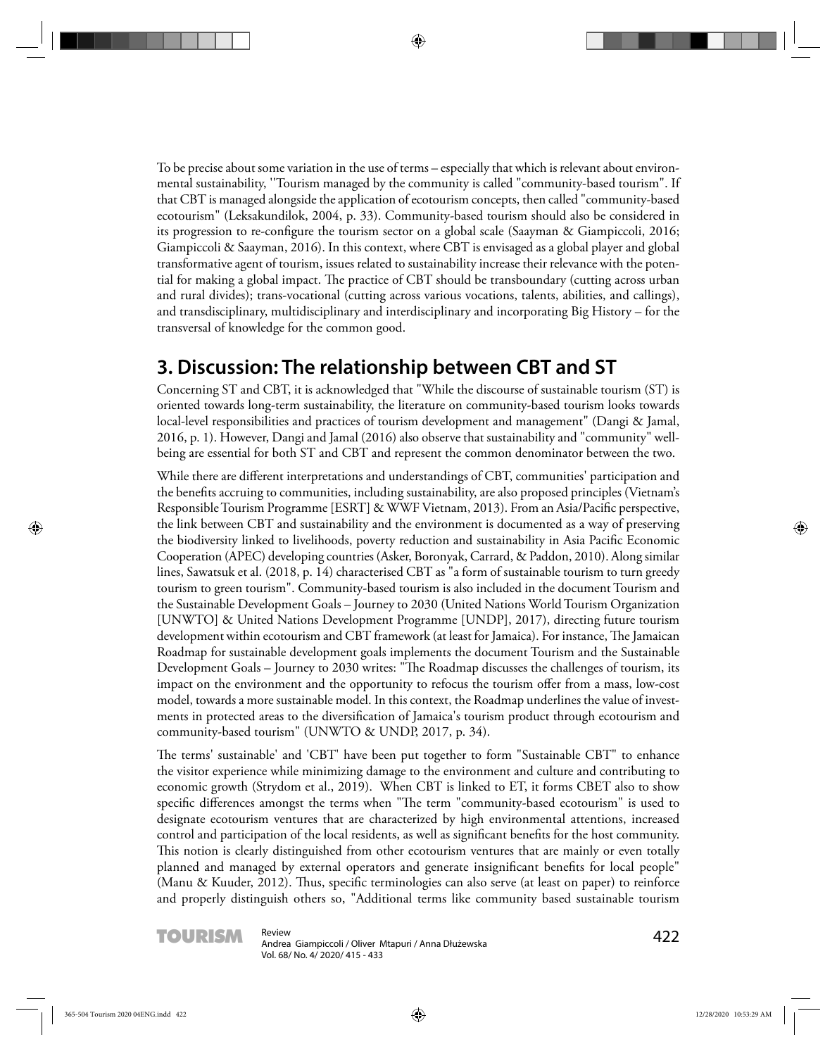To be precise about some variation in the use of terms – especially that which is relevant about environmental sustainability, ''Tourism managed by the community is called "community-based tourism". If that CBT is managed alongside the application of ecotourism concepts, then called "community-based ecotourism" (Leksakundilok, 2004, p. 33). Community-based tourism should also be considered in its progression to re-configure the tourism sector on a global scale (Saayman & Giampiccoli, 2016; Giampiccoli & Saayman, 2016). In this context, where CBT is envisaged as a global player and global transformative agent of tourism, issues related to sustainability increase their relevance with the potential for making a global impact. The practice of CBT should be transboundary (cutting across urban and rural divides); trans-vocational (cutting across various vocations, talents, abilities, and callings), and transdisciplinary, multidisciplinary and interdisciplinary and incorporating Big History – for the transversal of knowledge for the common good.

## 3. Discussion: The relationship between CBT and ST

Concerning ST and CBT, it is acknowledged that "While the discourse of sustainable tourism (ST) is oriented towards long-term sustainability, the literature on community-based tourism looks towards local-level responsibilities and practices of tourism development and management" (Dangi & Jamal, 2016, p. 1). However, Dangi and Jamal (2016) also observe that sustainability and "community" well-being are essential for both ST and CBT and represent the common denominator between the two.

While there are different interpretations and understandings of CBT, communities' participation and the benefits accruing to communities, including sustainability, are also proposed principles (Vietnam's Responsible Tourism Programme [ESRT] & WWF Vietnam, 2013). From an Asia/Pacific perspective, the link between CBT and sustainability and the environment is documented as a way of preserving the biodiversity linked to livelihoods, poverty reduction and sustainability in Asia Pacific Economic Cooperation (APEC) developing countries (Asker, Boronyak, Carrard, & Paddon, 2010). Along similar lines, Sawatsuk et al. (2018, p. 14) characterised CBT as "a form of sustainable tourism to turn greedy tourism to green tourism". Community-based tourism is also included in the document Tourism and the Sustainable Development Goals – Journey to 2030 (United Nations World Tourism Organization [UNWTO] & United Nations Development Programme [UNDP], 2017), directing future tourism development within ecotourism and CBT framework (at least for Jamaica). For instance, The Jamaican Roadmap for sustainable development goals implements the document Tourism and the Sustainable Development Goals – Journey to 2030 writes: "The Roadmap discusses the challenges of tourism, its impact on the environment and the opportunity to refocus the tourism offer from a mass, low-cost model, towards a more sustainable model. In this context, the Roadmap underlines the value of investments in protected areas to the diversification of Jamaica's tourism product through ecotourism and community-based tourism" (UNWTO & UNDP, 2017, p. 34).

The terms' sustainable' and 'CBT' have been put together to form "Sustainable CBT" to enhance the visitor experience while minimizing damage to the environment and culture and contributing to economic growth (Strydom et al., 2019). When CBT is linked to ET, it forms CBET also to show specific differences amongst the terms when "The term "community-based ecotourism" is used to designate ecotourism ventures that are characterized by high environmental attentions, increased control and participation of the local residents, as well as significant benefits for the host community. This notion is clearly distinguished from other ecotourism ventures that are mainly or even totally planned and managed by external operators and generate insignificant benefits for local people" (Manu & Kuuder, 2012). Thus, specific terminologies can also serve (at least on paper) to reinforce and properly distinguish others so, "Additional terms like community based sustainable tourism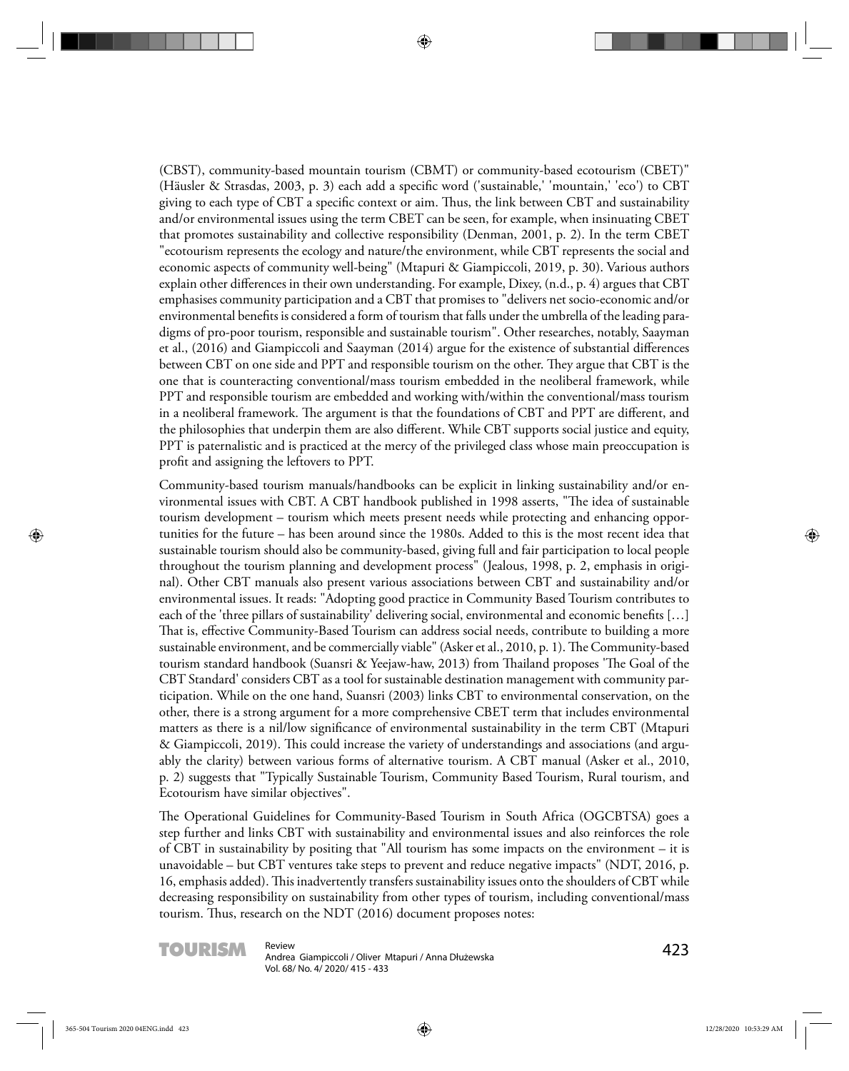(CBST), community-based mountain tourism (CBMT) or community-based ecotourism (CBET)" (Häusler & Strasdas, 2003, p. 3) each add a specific word ('sustainable,' 'mountain,' 'eco') to CBT giving to each type of CBT a specific context or aim. Thus, the link between CBT and sustainability and/or environmental issues using the term CBET can be seen, for example, when insinuating CBET that promotes sustainability and collective responsibility (Denman, 2001, p. 2). In the term CBET "ecotourism represents the ecology and nature/the environment, while CBT represents the social and economic aspects of community well-being" (Mtapuri & Giampiccoli, 2019, p. 30). Various authors explain other differences in their own understanding. For example, Dixey, (n.d., p. 4) argues that CBT emphasises community participation and a CBT that promises to "delivers net socio-economic and/or environmental benefits is considered a form of tourism that falls under the umbrella of the leading paradigms of pro-poor tourism, responsible and sustainable tourism". Other researches, notably, Saayman et al., (2016) and Giampiccoli and Saayman (2014) argue for the existence of substantial differences between CBT on one side and PPT and responsible tourism on the other. They argue that CBT is the one that is counteracting conventional/mass tourism embedded in the neoliberal framework, while PPT and responsible tourism are embedded and working with/within the conventional/mass tourism in a neoliberal framework. The argument is that the foundations of CBT and PPT are different, and the philosophies that underpin them are also different. While CBT supports social justice and equity, PPT is paternalistic and is practiced at the mercy of the privileged class whose main preoccupation is profit and assigning the leftovers to PPT.

Community-based tourism manuals/handbooks can be explicit in linking sustainability and/or environmental issues with CBT. A CBT handbook published in 1998 asserts, "The idea of sustainable tourism development – tourism which meets present needs while protecting and enhancing opportunities for the future – has been around since the 1980s. Added to this is the most recent idea that sustainable tourism should also be community-based, giving full and fair participation to local people throughout the tourism planning and development process" (Jealous, 1998, p. 2, emphasis in original). Other CBT manuals also present various associations between CBT and sustainability and/or environmental issues. It reads: "Adopting good practice in Community Based Tourism contributes to each of the 'three pillars of sustainability' delivering social, environmental and economic benefits […] That is, effective Community-Based Tourism can address social needs, contribute to building a more sustainable environment, and be commercially viable" (Asker et al., 2010, p. 1). The Community-based tourism standard handbook (Suansri & Yeejaw-haw, 2013) from Thailand proposes 'The Goal of the CBT Standard' considers CBT as a tool for sustainable destination management with community participation. While on the one hand, Suansri (2003) links CBT to environmental conservation, on the other, there is a strong argument for a more comprehensive CBET term that includes environmental matters as there is a nil/low significance of environmental sustainability in the term CBT (Mtapuri & Giampiccoli, 2019). This could increase the variety of understandings and associations (and arguably the clarity) between various forms of alternative tourism. A CBT manual (Asker et al., 2010, p. 2) suggests that "Typically Sustainable Tourism, Community Based Tourism, Rural tourism, and Ecotourism have similar objectives".

The Operational Guidelines for Community-Based Tourism in South Africa (OGCBTSA) goes a step further and links CBT with sustainability and environmental issues and also reinforces the role of CBT in sustainability by positing that "All tourism has some impacts on the environment – it is unavoidable – but CBT ventures take steps to prevent and reduce negative impacts" (NDT, 2016, p. 16, emphasis added). This inadvertently transfers sustainability issues onto the shoulders of CBT while decreasing responsibility on sustainability from other types of tourism, including conventional/mass tourism. Thus, research on the NDT (2016) document proposes notes: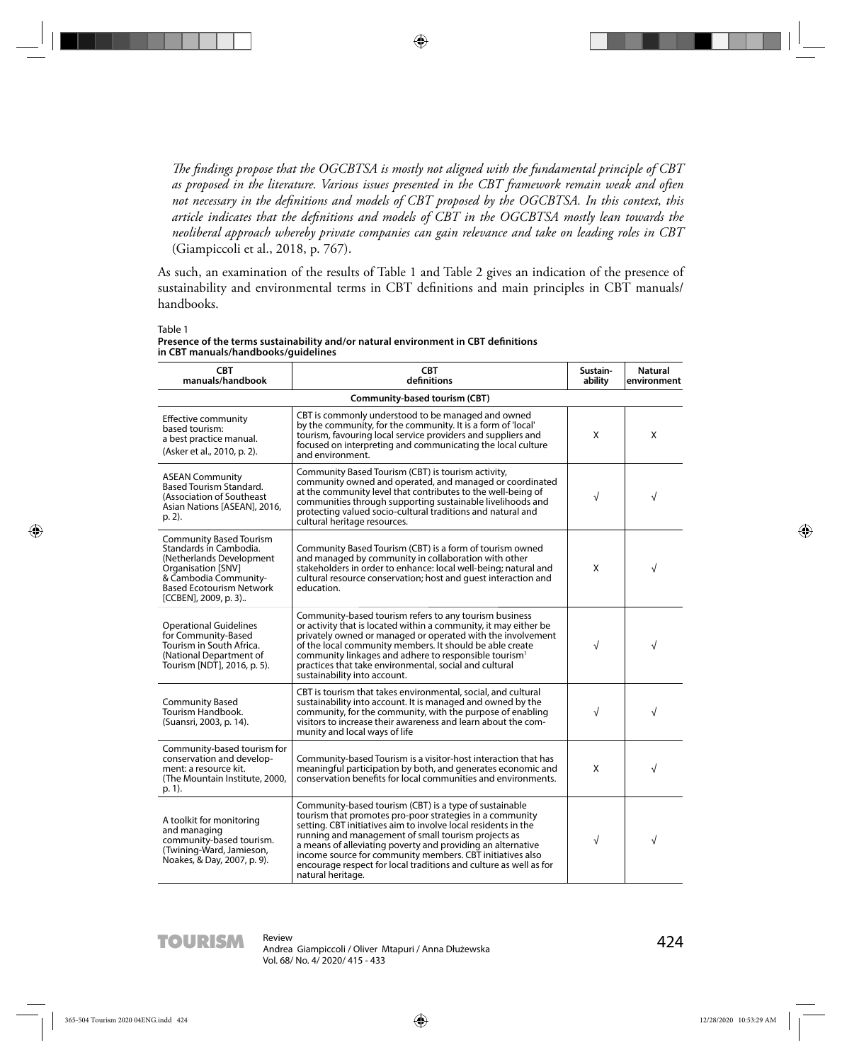*The findings propose that the OGCBTSA is mostly not aligned with the fundamental principle of CBT as proposed in the literature. Various issues presented in the CBT framework remain weak and often not necessary in the definitions and models of CBT proposed by the OGCBTSA. In this context, this article indicates that the definitions and models of CBT in the OGCBTSA mostly lean towards the neoliberal approach whereby private companies can gain relevance and take on leading roles in CBT* (Giampiccoli et al., 2018, p. 767).

As such, an examination of the results of Table 1 and Table 2 gives an indication of the presence of sustainability and environmental terms in CBT definitions and main principles in CBT manuals/handbooks.

Table 1
**Presence of the terms sustainability and/or natural environment in CBT definitions in CBT manuals/handbooks/guidelines**

| CBT manuals/handbook | CBT definitions | Sustain-ability | Natural environment |
|---|---|---|---|
| | **Community-based tourism (CBT)** | | |
| Effective community based tourism: a best practice manual. (Asker et al., 2010, p. 2). | CBT is commonly understood to be managed and owned by the community, for the community. It is a form of 'local' tourism, favouring local service providers and suppliers and focused on interpreting and communicating the local culture and environment. | X | X |
| ASEAN Community Based Tourism Standard. (Association of Southeast Asian Nations [ASEAN], 2016, p. 2). | Community Based Tourism (CBT) is tourism activity, community owned and operated, and managed or coordinated at the community level that contributes to the well-being of communities through supporting sustainable livelihoods and protecting valued socio-cultural traditions and natural and cultural heritage resources. | √ | √ |
| Community Based Tourism Standards in Cambodia. (Netherlands Development Organisation [SNV] & Cambodia Community-Based Ecotourism Network [CCBEN], 2009, p. 3).. | Community Based Tourism (CBT) is a form of tourism owned and managed by community in collaboration with other stakeholders in order to enhance: local well-being; natural and cultural resource conservation; host and guest interaction and education. | X | √ |
| Operational Guidelines for Community-Based Tourism in South Africa. (National Department of Tourism [NDT], 2016, p. 5). | Community-based tourism refers to any tourism business or activity that is located within a community, it may either be privately owned or managed or operated with the involvement of the local community members. It should be able create community linkages and adhere to responsible tourism[1] practices that take environmental, social and cultural sustainability into account. | √ | √ |
| Community Based Tourism Handbook. (Suansri, 2003, p. 14). | CBT is tourism that takes environmental, social, and cultural sustainability into account. It is managed and owned by the community, for the community, with the purpose of enabling visitors to increase their awareness and learn about the community and local ways of life | √ | √ |
| Community-based tourism for conservation and development: a resource kit. (The Mountain Institute, 2000, p. 1). | Community-based Tourism is a visitor-host interaction that has meaningful participation by both, and generates economic and conservation benefits for local communities and environments. | X | √ |
| A toolkit for monitoring and managing community-based tourism. (Twining-Ward, Jamieson, Noakes, & Day, 2007, p. 9). | Community-based tourism (CBT) is a type of sustainable tourism that promotes pro-poor strategies in a community setting. CBT initiatives aim to involve local residents in the running and management of small tourism projects as a means of alleviating poverty and providing an alternative income source for community members. CBT initiatives also encourage respect for local traditions and culture as well as for natural heritage. | √ | √ |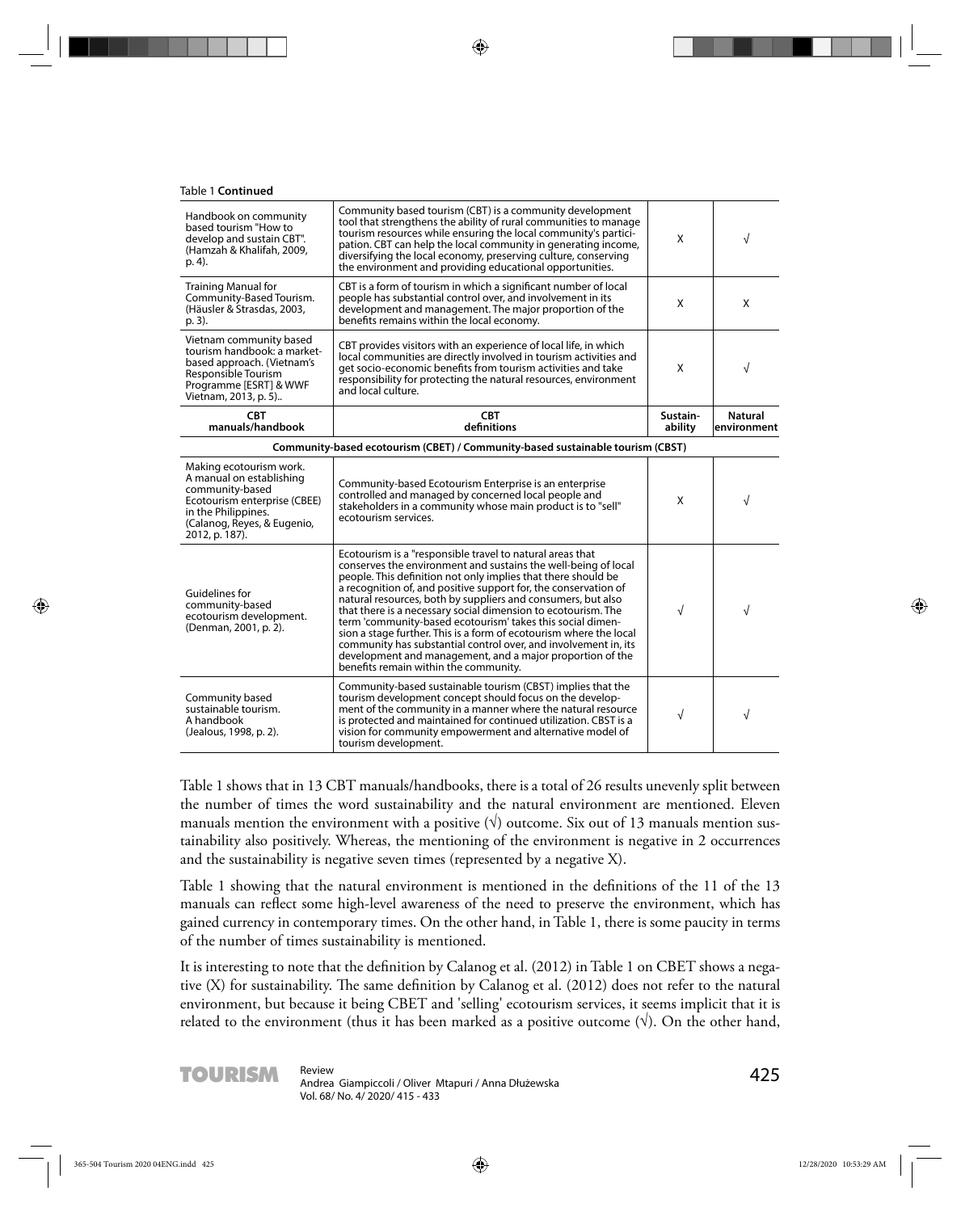Table 1 **Continued**

| CBT manuals/handbook | CBT definitions | Sustain-ability | Natural environment |
|---|---|---|---|
| Handbook on community based tourism "How to develop and sustain CBT". (Hamzah & Khalifah, 2009, p. 4). | Community based tourism (CBT) is a community development tool that strengthens the ability of rural communities to manage tourism resources while ensuring the local community's participation. CBT can help the local community in generating income, diversifying the local economy, preserving culture, conserving the environment and providing educational opportunities. | X | √ |
| Training Manual for Community-Based Tourism. (Häusler & Strasdas, 2003, p. 3). | CBT is a form of tourism in which a significant number of local people has substantial control over, and involvement in its development and management. The major proportion of the benefits remains within the local economy. | X | X |
| Vietnam community based tourism handbook: a market-based approach. (Vietnam's Responsible Tourism Programme [ESRT] & WWF Vietnam, 2013, p. 5).. | CBT provides visitors with an experience of local life, in which local communities are directly involved in tourism activities and get socio-economic benefits from tourism activities and take responsibility for protecting the natural resources, environment and local culture. | X | √ |
| **Community-based ecotourism (CBET) / Community-based sustainable tourism (CBST)** | | | |
| Making ecotourism work. A manual on establishing community-based Ecotourism enterprise (CBEE) in the Philippines. (Calanog, Reyes, & Eugenio, 2012, p. 187). | Community-based Ecotourism Enterprise is an enterprise controlled and managed by concerned local people and stakeholders in a community whose main product is to "sell" ecotourism services. | X | √ |
| Guidelines for community-based ecotourism development. (Denman, 2001, p. 2). | Ecotourism is a "responsible travel to natural areas that conserves the environment and sustains the well-being of local people. This definition not only implies that there should be a recognition of, and positive support for, the conservation of natural resources, both by suppliers and consumers, but also that there is a necessary social dimension to ecotourism. The term 'community-based ecotourism' takes this social dimension a stage further. This is a form of ecotourism where the local community has substantial control over, and involvement in, its development and management, and a major proportion of the benefits remain within the community. | √ | √ |
| Community based sustainable tourism. A handbook (Jealous, 1998, p. 2). | Community-based sustainable tourism (CBST) implies that the tourism development concept should focus on the development of the community in a manner where the natural resource is protected and maintained for continued utilization. CBST is a vision for community empowerment and alternative model of tourism development. | √ | √ |

Table 1 shows that in 13 CBT manuals/handbooks, there is a total of 26 results unevenly split between the number of times the word sustainability and the natural environment are mentioned. Eleven manuals mention the environment with a positive (√) outcome. Six out of 13 manuals mention sustainability also positively. Whereas, the mentioning of the environment is negative in 2 occurrences and the sustainability is negative seven times (represented by a negative X).

Table 1 showing that the natural environment is mentioned in the definitions of the 11 of the 13 manuals can reflect some high-level awareness of the need to preserve the environment, which has gained currency in contemporary times. On the other hand, in Table 1, there is some paucity in terms of the number of times sustainability is mentioned.

It is interesting to note that the definition by Calanog et al. (2012) in Table 1 on CBET shows a negative (X) for sustainability. The same definition by Calanog et al. (2012) does not refer to the natural environment, but because it being CBET and 'selling' ecotourism services, it seems implicit that it is related to the environment (thus it has been marked as a positive outcome (√). On the other hand,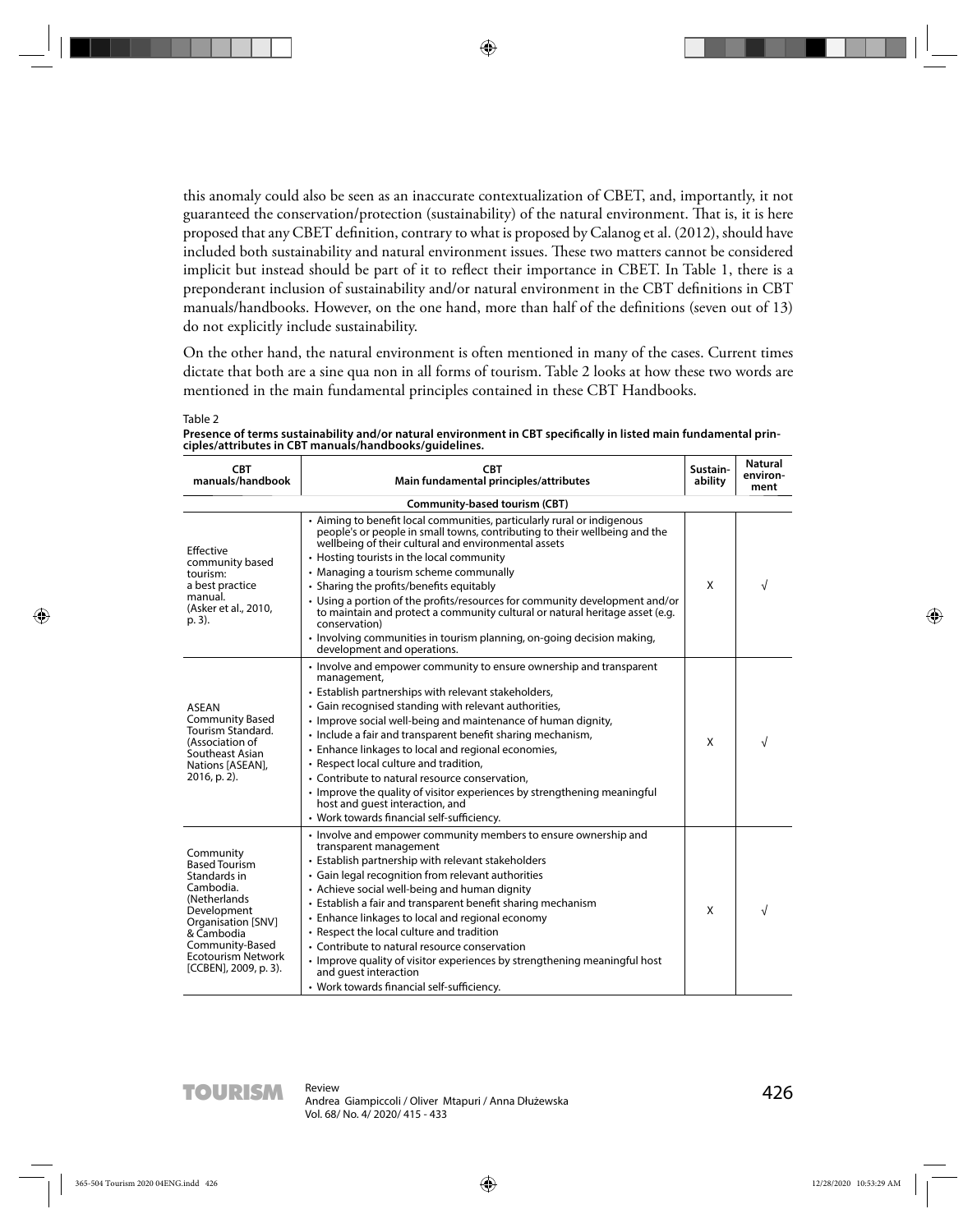this anomaly could also be seen as an inaccurate contextualization of CBET, and, importantly, it not guaranteed the conservation/protection (sustainability) of the natural environment. That is, it is here proposed that any CBET definition, contrary to what is proposed by Calanog et al. (2012), should have included both sustainability and natural environment issues. These two matters cannot be considered implicit but instead should be part of it to reflect their importance in CBET. In Table 1, there is a preponderant inclusion of sustainability and/or natural environment in the CBT definitions in CBT manuals/handbooks. However, on the one hand, more than half of the definitions (seven out of 13) do not explicitly include sustainability.

On the other hand, the natural environment is often mentioned in many of the cases. Current times dictate that both are a sine qua non in all forms of tourism. Table 2 looks at how these two words are mentioned in the main fundamental principles contained in these CBT Handbooks.

Table 2

**Presence of terms sustainability and/or natural environment in CBT specifically in listed main fundamental principles/attributes in CBT manuals/handbooks/guidelines.**

| CBT manuals/handbook | CBT Main fundamental principles/attributes | Sustain-ability | Natural environ-ment |
|---|---|---|---|
| | **Community-based tourism (CBT)** | | |
| Effective community based tourism: a best practice manual. (Asker et al., 2010, p. 3). | • Aiming to benefit local communities, particularly rural or indigenous people's or people in small towns, contributing to their wellbeing and the wellbeing of their cultural and environmental assets<br>• Hosting tourists in the local community<br>• Managing a tourism scheme communally<br>• Sharing the profits/benefits equitably<br>• Using a portion of the profits/resources for community development and/or to maintain and protect a community cultural or natural heritage asset (e.g. conservation)<br>• Involving communities in tourism planning, on-going decision making, development and operations. | X | √ |
| ASEAN Community Based Tourism Standard. (Association of Southeast Asian Nations [ASEAN], 2016, p. 2). | • Involve and empower community to ensure ownership and transparent management,<br>• Establish partnerships with relevant stakeholders,<br>• Gain recognised standing with relevant authorities,<br>• Improve social well-being and maintenance of human dignity,<br>• Include a fair and transparent benefit sharing mechanism,<br>• Enhance linkages to local and regional economies,<br>• Respect local culture and tradition,<br>• Contribute to natural resource conservation,<br>• Improve the quality of visitor experiences by strengthening meaningful host and guest interaction, and<br>• Work towards financial self-sufficiency. | X | √ |
| Community Based Tourism Standards in Cambodia. (Netherlands Development Organisation [SNV] & Cambodia Community-Based Ecotourism Network [CCBEN], 2009, p. 3). | • Involve and empower community members to ensure ownership and transparent management<br>• Establish partnership with relevant stakeholders<br>• Gain legal recognition from relevant authorities<br>• Achieve social well-being and human dignity<br>• Establish a fair and transparent benefit sharing mechanism<br>• Enhance linkages to local and regional economy<br>• Respect the local culture and tradition<br>• Contribute to natural resource conservation<br>• Improve quality of visitor experiences by strengthening meaningful host and guest interaction<br>• Work towards financial self-sufficiency. | X | √ |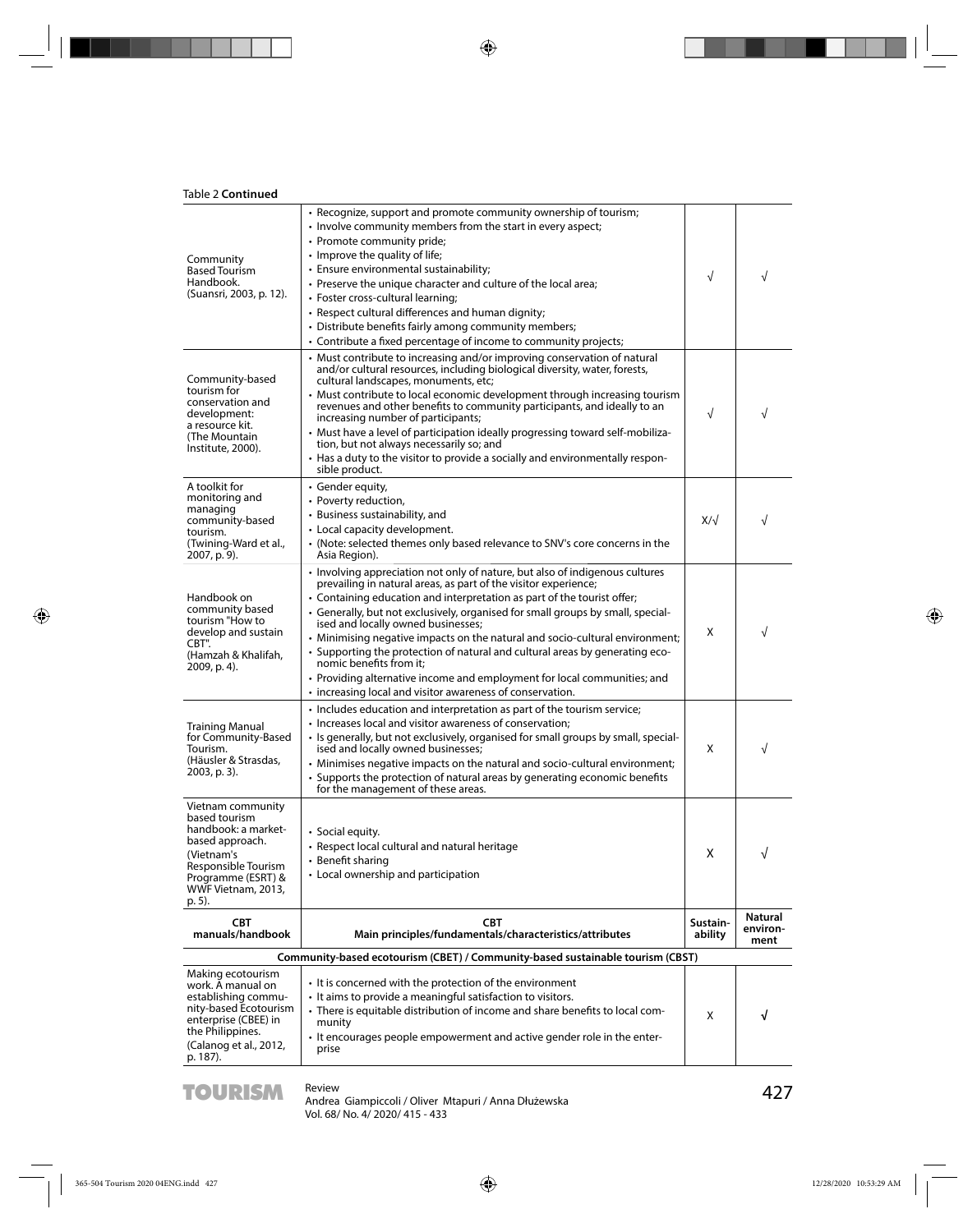Table 2 **Continued**

| CBT manuals/handbook | CBT Main principles/fundamentals/characteristics/attributes | Sustain-ability | Natural environ-ment |
|---|---|---|---|
| Community Based Tourism Handbook. (Suansri, 2003, p. 12). | • Recognize, support and promote community ownership of tourism;<br>• Involve community members from the start in every aspect;<br>• Promote community pride;<br>• Improve the quality of life;<br>• Ensure environmental sustainability;<br>• Preserve the unique character and culture of the local area;<br>• Foster cross-cultural learning;<br>• Respect cultural differences and human dignity;<br>• Distribute benefits fairly among community members;<br>• Contribute a fixed percentage of income to community projects; | √ | √ |
| Community-based tourism for conservation and development: a resource kit. (The Mountain Institute, 2000). | • Must contribute to increasing and/or improving conservation of natural and/or cultural resources, including biological diversity, water, forests, cultural landscapes, monuments, etc;<br>• Must contribute to local economic development through increasing tourism revenues and other benefits to community participants, and ideally to an increasing number of participants;<br>• Must have a level of participation ideally progressing toward self-mobilization, but not always necessarily so; and<br>• Has a duty to the visitor to provide a socially and environmentally responsible product. | √ | √ |
| A toolkit for monitoring and managing community-based tourism. (Twining-Ward et al., 2007, p. 9). | • Gender equity,<br>• Poverty reduction,<br>• Business sustainability, and<br>• Local capacity development.<br>• (Note: selected themes only based relevance to SNV's core concerns in the Asia Region). | X/√ | √ |
| Handbook on community based tourism "How to develop and sustain CBT". (Hamzah & Khalifah, 2009, p. 4). | • Involving appreciation not only of nature, but also of indigenous cultures prevailing in natural areas, as part of the visitor experience;<br>• Containing education and interpretation as part of the tourist offer;<br>• Generally, but not exclusively, organised for small groups by small, specialised and locally owned businesses;<br>• Minimising negative impacts on the natural and socio-cultural environment;<br>• Supporting the protection of natural and cultural areas by generating economic benefits from it;<br>• Providing alternative income and employment for local communities; and<br>• increasing local and visitor awareness of conservation. | X | √ |
| Training Manual for Community-Based Tourism. (Häusler & Strasdas, 2003, p. 3). | • Includes education and interpretation as part of the tourism service;<br>• Increases local and visitor awareness of conservation;<br>• Is generally, but not exclusively, organised for small groups by small, specialised and locally owned businesses;<br>• Minimises negative impacts on the natural and socio-cultural environment;<br>• Supports the protection of natural areas by generating economic benefits for the management of these areas. | X | √ |
| Vietnam community based tourism handbook: a market-based approach. (Vietnam's Responsible Tourism Programme (ESRT) & WWF Vietnam, 2013, p. 5). | • Social equity.<br>• Respect local cultural and natural heritage<br>• Benefit sharing<br>• Local ownership and participation | X | √ |
| **CBT manuals/handbook** | **CBT Main principles/fundamentals/characteristics/attributes** | **Sustain-ability** | **Natural environ-ment** |
| | **Community-based ecotourism (CBET) / Community-based sustainable tourism (CBST)** | | |
| Making ecotourism work. A manual on establishing community-based Ecotourism enterprise (CBEE) in the Philippines. (Calanog et al., 2012, p. 187). | • It is concerned with the protection of the environment<br>• It aims to provide a meaningful satisfaction to visitors.<br>• There is equitable distribution of income and share benefits to local community<br>• It encourages people empowerment and active gender role in the enterprise | X | √ |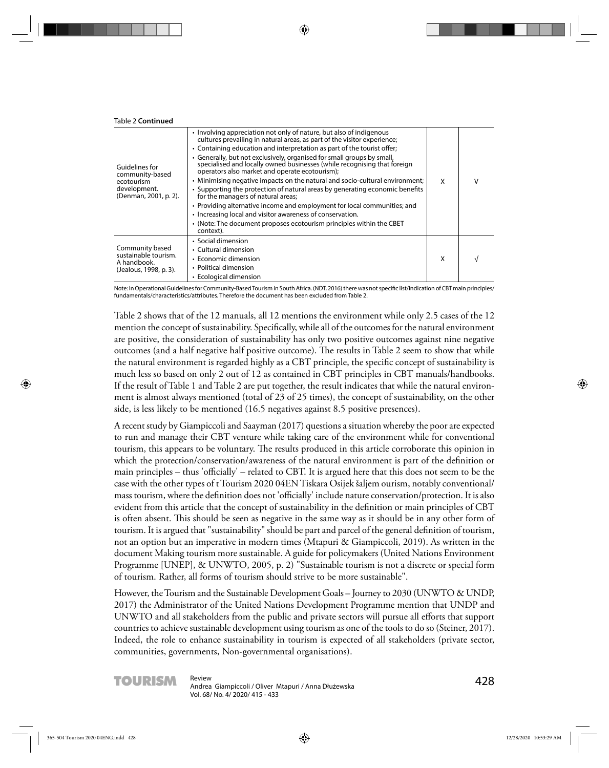Table 2 **Continued**

| | | | |
|---|---|---|---|
| Guidelines for community-based ecotourism development. (Denman, 2001, p. 2). | • Involving appreciation not only of nature, but also of indigenous cultures prevailing in natural areas, as part of the visitor experience;<br>• Containing education and interpretation as part of the tourist offer;<br>• Generally, but not exclusively, organised for small groups by small, specialised and locally owned businesses (while recognising that foreign operators also market and operate ecotourism);<br>• Minimising negative impacts on the natural and socio-cultural environment;<br>• Supporting the protection of natural areas by generating economic benefits for the managers of natural areas;<br>• Providing alternative income and employment for local communities; and<br>• Increasing local and visitor awareness of conservation.<br>• (Note: The document proposes ecotourism principles within the CBET context). | X | V |
| Community based sustainable tourism. A handbook. (Jealous, 1998, p. 3). | • Social dimension<br>• Cultural dimension<br>• Economic dimension<br>• Political dimension<br>• Ecological dimension | X | √ |

Note: In Operational Guidelines for Community-Based Tourism in South Africa. (NDT, 2016) there was not specific list/indication of CBT main principles/ fundamentals/characteristics/attributes. Therefore the document has been excluded from Table 2.

Table 2 shows that of the 12 manuals, all 12 mentions the environment while only 2.5 cases of the 12 mention the concept of sustainability. Specifically, while all of the outcomes for the natural environment are positive, the consideration of sustainability has only two positive outcomes against nine negative outcomes (and a half negative half positive outcome). The results in Table 2 seem to show that while the natural environment is regarded highly as a CBT principle, the specific concept of sustainability is much less so based on only 2 out of 12 as contained in CBT principles in CBT manuals/handbooks. If the result of Table 1 and Table 2 are put together, the result indicates that while the natural environment is almost always mentioned (total of 23 of 25 times), the concept of sustainability, on the other side, is less likely to be mentioned (16.5 negatives against 8.5 positive presences).

A recent study by Giampiccoli and Saayman (2017) questions a situation whereby the poor are expected to run and manage their CBT venture while taking care of the environment while for conventional tourism, this appears to be voluntary. The results produced in this article corroborate this opinion in which the protection/conservation/awareness of the natural environment is part of the definition or main principles – thus 'officially' – related to CBT. It is argued here that this does not seem to be the case with the other types of t Tourism 2020 04EN Tiskara Osijek šaljem ourism, notably conventional/ mass tourism, where the definition does not 'officially' include nature conservation/protection. It is also evident from this article that the concept of sustainability in the definition or main principles of CBT is often absent. This should be seen as negative in the same way as it should be in any other form of tourism. It is argued that "sustainability" should be part and parcel of the general definition of tourism, not an option but an imperative in modern times (Mtapuri & Giampiccoli, 2019). As written in the document Making tourism more sustainable. A guide for policymakers (United Nations Environment Programme [UNEP], & UNWTO, 2005, p. 2) "Sustainable tourism is not a discrete or special form of tourism. Rather, all forms of tourism should strive to be more sustainable".

However, the Tourism and the Sustainable Development Goals – Journey to 2030 (UNWTO & UNDP, 2017) the Administrator of the United Nations Development Programme mention that UNDP and UNWTO and all stakeholders from the public and private sectors will pursue all efforts that support countries to achieve sustainable development using tourism as one of the tools to do so (Steiner, 2017). Indeed, the role to enhance sustainability in tourism is expected of all stakeholders (private sector, communities, governments, Non-governmental organisations).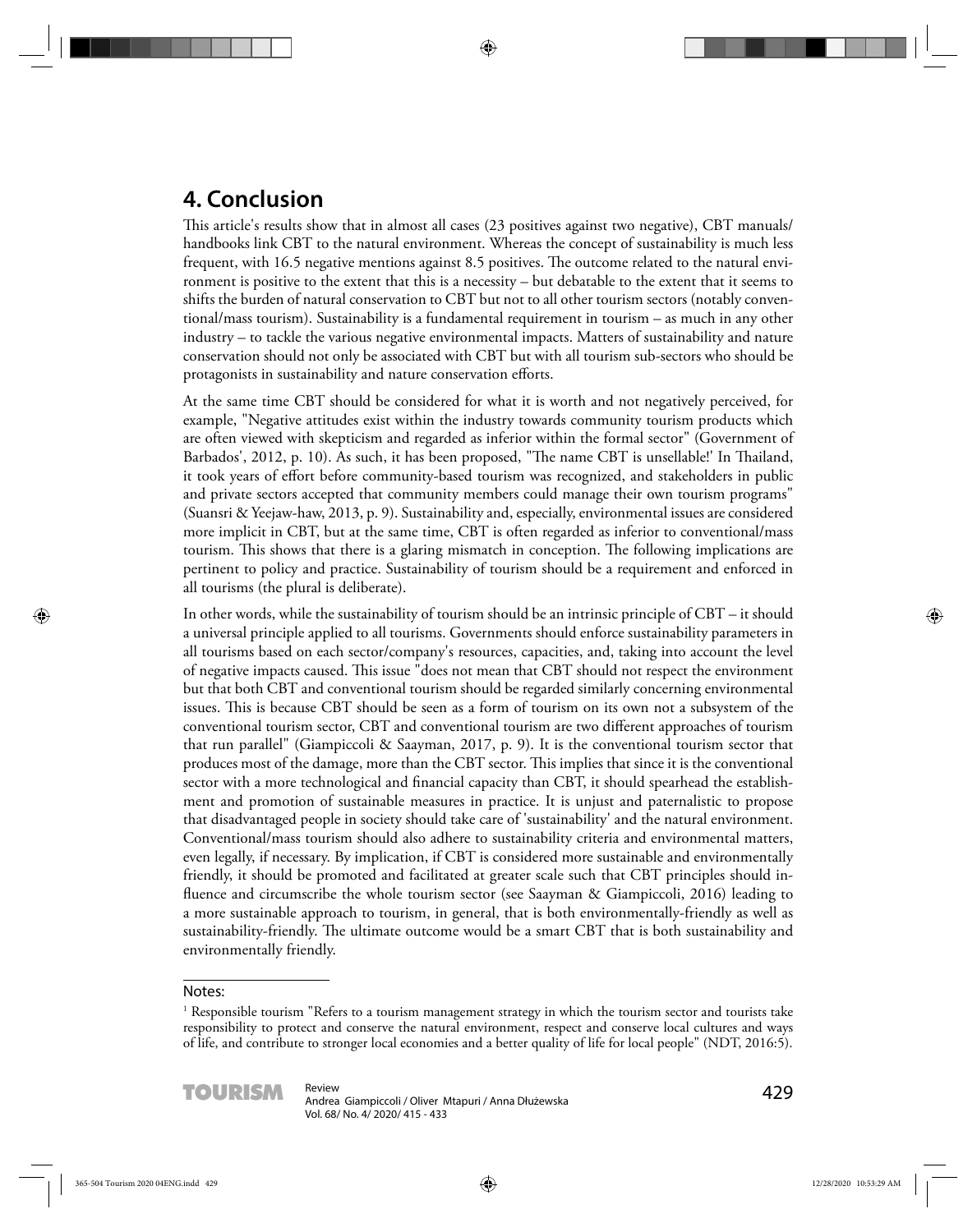## 4. Conclusion

This article's results show that in almost all cases (23 positives against two negative), CBT manuals/ handbooks link CBT to the natural environment. Whereas the concept of sustainability is much less frequent, with 16.5 negative mentions against 8.5 positives. The outcome related to the natural environment is positive to the extent that this is a necessity – but debatable to the extent that it seems to shifts the burden of natural conservation to CBT but not to all other tourism sectors (notably conventional/mass tourism). Sustainability is a fundamental requirement in tourism – as much in any other industry – to tackle the various negative environmental impacts. Matters of sustainability and nature conservation should not only be associated with CBT but with all tourism sub-sectors who should be protagonists in sustainability and nature conservation efforts.

At the same time CBT should be considered for what it is worth and not negatively perceived, for example, "Negative attitudes exist within the industry towards community tourism products which are often viewed with skepticism and regarded as inferior within the formal sector" (Government of Barbados', 2012, p. 10). As such, it has been proposed, "The name CBT is unsellable!' In Thailand, it took years of effort before community-based tourism was recognized, and stakeholders in public and private sectors accepted that community members could manage their own tourism programs" (Suansri & Yeejaw-haw, 2013, p. 9). Sustainability and, especially, environmental issues are considered more implicit in CBT, but at the same time, CBT is often regarded as inferior to conventional/mass tourism. This shows that there is a glaring mismatch in conception. The following implications are pertinent to policy and practice. Sustainability of tourism should be a requirement and enforced in all tourisms (the plural is deliberate).

In other words, while the sustainability of tourism should be an intrinsic principle of CBT – it should a universal principle applied to all tourisms. Governments should enforce sustainability parameters in all tourisms based on each sector/company's resources, capacities, and, taking into account the level of negative impacts caused. This issue "does not mean that CBT should not respect the environment but that both CBT and conventional tourism should be regarded similarly concerning environmental issues. This is because CBT should be seen as a form of tourism on its own not a subsystem of the conventional tourism sector, CBT and conventional tourism are two different approaches of tourism that run parallel" (Giampiccoli & Saayman, 2017, p. 9). It is the conventional tourism sector that produces most of the damage, more than the CBT sector. This implies that since it is the conventional sector with a more technological and financial capacity than CBT, it should spearhead the establishment and promotion of sustainable measures in practice. It is unjust and paternalistic to propose that disadvantaged people in society should take care of 'sustainability' and the natural environment. Conventional/mass tourism should also adhere to sustainability criteria and environmental matters, even legally, if necessary. By implication, if CBT is considered more sustainable and environmentally friendly, it should be promoted and facilitated at greater scale such that CBT principles should influence and circumscribe the whole tourism sector (see Saayman & Giampiccoli, 2016) leading to a more sustainable approach to tourism, in general, that is both environmentally-friendly as well as sustainability-friendly. The ultimate outcome would be a smart CBT that is both sustainability and environmentally friendly.

Notes:

[1] Responsible tourism "Refers to a tourism management strategy in which the tourism sector and tourists take responsibility to protect and conserve the natural environment, respect and conserve local cultures and ways of life, and contribute to stronger local economies and a better quality of life for local people" (NDT, 2016:5).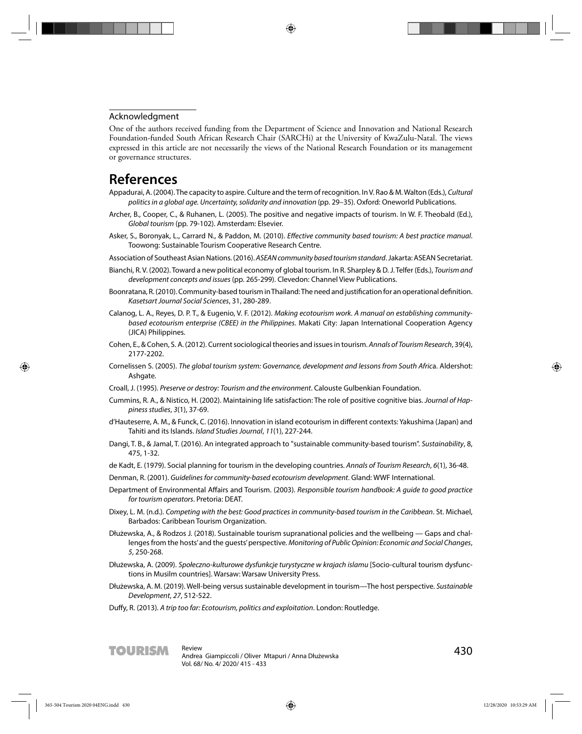### Acknowledgment

One of the authors received funding from the Department of Science and Innovation and National Research Foundation-funded South African Research Chair (SARCHi) at the University of KwaZulu-Natal. The views expressed in this article are not necessarily the views of the National Research Foundation or its management or governance structures.

# References

Appadurai, A. (2004). The capacity to aspire. Culture and the term of recognition. In V. Rao & M. Walton (Eds.), *Cultural politics in a global age. Uncertainty, solidarity and innovation* (pp. 29–35). Oxford: Oneworld Publications.

Archer, B., Cooper, C., & Ruhanen, L. (2005). The positive and negative impacts of tourism. In W. F. Theobald (Ed.), *Global tourism* (pp. 79-102). Amsterdam: Elsevier.

Asker, S., Boronyak, L., Carrard N., & Paddon, M. (2010). *Effective community based tourism: A best practice manual*. Toowong: Sustainable Tourism Cooperative Research Centre.

Association of Southeast Asian Nations. (2016). *ASEAN community based tourism standard*. Jakarta: ASEAN Secretariat.

Bianchi, R. V. (2002). Toward a new political economy of global tourism. In R. Sharpley & D. J. Telfer (Eds.), *Tourism and development concepts and issues* (pp. 265-299). Clevedon: Channel View Publications.

Boonratana, R. (2010). Community-based tourism in Thailand: The need and justification for an operational definition. *Kasetsart Journal Social Sciences*, 31, 280-289.

Calanog, L. A., Reyes, D. P. T., & Eugenio, V. F. (2012). *Making ecotourism work. A manual on establishing community-based ecotourism enterprise (CBEE) in the Philippines*. Makati City: Japan International Cooperation Agency (JICA) Philippines.

Cohen, E., & Cohen, S. A. (2012). Current sociological theories and issues in tourism. *Annals of Tourism Research*, 39(4), 2177-2202.

Cornelissen S. (2005). *The global tourism system: Governance, development and lessons from South Afric*a. Aldershot: Ashgate.

Croall, J. (1995). *Preserve or destroy: Tourism and the environment*. Calouste Gulbenkian Foundation.

Cummins, R. A., & Nistico, H. (2002). Maintaining life satisfaction: The role of positive cognitive bias. *Journal of Happiness studies*, *3*(1), 37-69.

d'Hauteserre, A. M., & Funck, C. (2016). Innovation in island ecotourism in different contexts: Yakushima (Japan) and Tahiti and its Islands. *Island Studies Journal*, *11*(1), 227-244.

Dangi, T. B., & Jamal, T. (2016). An integrated approach to "sustainable community-based tourism". *Sustainability*, 8, 475, 1-32.

de Kadt, E. (1979). Social planning for tourism in the developing countries. *Annals of Tourism Research*, *6*(1), 36-48.

Denman, R. (2001). *Guidelines for community-based ecotourism development*. Gland: WWF International.

Department of Environmental Affairs and Tourism. (2003). *Responsible tourism handbook: A guide to good practice for tourism operators*. Pretoria: DEAT.

Dixey, L. M. (n.d.). *Competing with the best: Good practices in community-based tourism in the Caribbean*. St. Michael, Barbados: Caribbean Tourism Organization.

Dłużewska, A., & Rodzos J. (2018). Sustainable tourism supranational policies and the wellbeing — Gaps and challenges from the hosts' and the guests' perspective. *Monitoring of Public Opinion: Economic and Social Changes*, *5*, 250-268.

Dłużewska, A. (2009). *Społeczno-kulturowe dysfunkcje turystyczne w krajach islamu* [Socio-cultural tourism dysfunctions in Musilm countries]. Warsaw: Warsaw University Press.

Dłużewska, A. M. (2019). Well-being versus sustainable development in tourism—The host perspective. *Sustainable Development*, *27*, 512-522.

Duffy, R. (2013). *A trip too far: Ecotourism, politics and exploitation*. London: Routledge.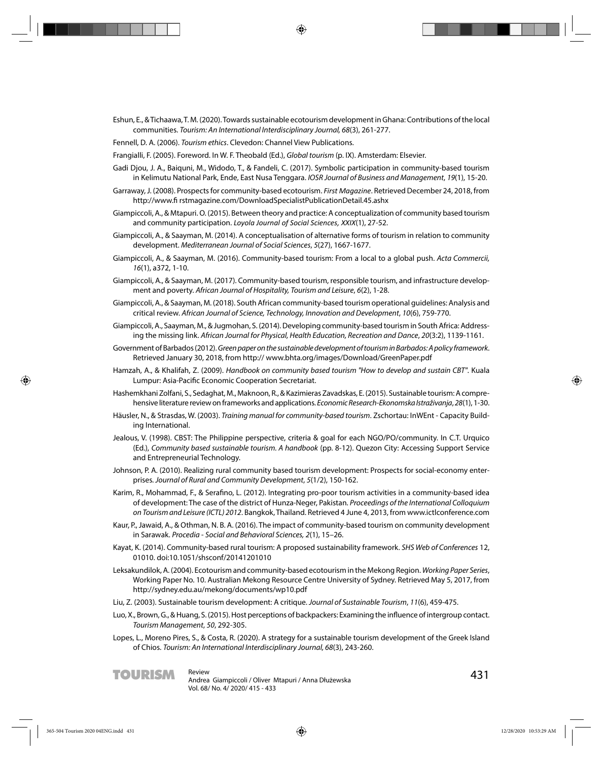Eshun, E., & Tichaawa, T. M. (2020). Towards sustainable ecotourism development in Ghana: Contributions of the local communities. *Tourism: An International Interdisciplinary Journal, 68*(3), 261-277.

Fennell, D. A. (2006). *Tourism ethics*. Clevedon: Channel View Publications.

Frangialli, F. (2005). Foreword. In W. F. Theobald (Ed.), *Global tourism* (p. IX). Amsterdam: Elsevier.

Gadi Djou, J. A., Baiquni, M., Widodo, T., & Fandeli, C. (2017). Symbolic participation in community-based tourism in Kelimutu National Park, Ende, East Nusa Tenggara. *IOSR Journal of Business and Management*, *19*(1), 15-20.

Garraway, J. (2008). Prospects for community-based ecotourism. *First Magazine*. Retrieved December 24, 2018, from http://www.fi rstmagazine.com/DownloadSpecialistPublicationDetail.45.ashx

Giampiccoli, A., & Mtapuri. O. (2015). Between theory and practice: A conceptualization of community based tourism and community participation. *Loyola Journal of Social Sciences, XXIX*(1), 27-52.

Giampiccoli, A., & Saayman, M. (2014). A conceptualisation of alternative forms of tourism in relation to community development. *Mediterranean Journal of Social Sciences*, *5*(27), 1667-1677.

Giampiccoli, A., & Saayman, M. (2016). Community-based tourism: From a local to a global push. *Acta Commercii, 16*(1), a372, 1-10.

Giampiccoli, A., & Saayman, M. (2017). Community-based tourism, responsible tourism, and infrastructure development and poverty. *African Journal of Hospitality, Tourism and Leisure*, *6*(2), 1-28.

Giampiccoli, A., & Saayman, M. (2018). South African community-based tourism operational guidelines: Analysis and critical review. *African Journal of Science, Technology, Innovation and Development*, *10*(6), 759-770.

Giampiccoli, A., Saayman, M., & Jugmohan, S. (2014). Developing community-based tourism in South Africa: Addressing the missing link. *African Journal for Physical, Health Education, Recreation and Dance*, *20*(3:2), 1139-1161.

Government of Barbados (2012). *Green paper on the sustainable development of tourism in Barbados: A policy framework*. Retrieved January 30, 2018, from http:// www.bhta.org/images/Download/GreenPaper.pdf

Hamzah, A., & Khalifah, Z. (2009). *Handbook on community based tourism "How to develop and sustain CBT"*. Kuala Lumpur: Asia-Pacific Economic Cooperation Secretariat.

Hashemkhani Zolfani, S., Sedaghat, M., Maknoon, R., & Kazimieras Zavadskas, E. (2015). Sustainable tourism: A comprehensive literature review on frameworks and applications. *Economic Research-Ekonomska Istraživanja*, *28*(1), 1-30.

Häusler, N., & Strasdas, W. (2003). *Training manual for community-based tourism*. Zschortau: InWEnt - Capacity Building International.

Jealous, V. (1998). CBST: The Philippine perspective, criteria & goal for each NGO/PO/community. In C.T. Urquico (Ed.), *Community based sustainable tourism. A handbook* (pp. 8-12). Quezon City: Accessing Support Service and Entrepreneurial Technology.

Johnson, P. A. (2010). Realizing rural community based tourism development: Prospects for social-economy enterprises. *Journal of Rural and Community Development*, *5*(1/2), 150-162.

Karim, R., Mohammad, F., & Serafino, L. (2012). Integrating pro-poor tourism activities in a community-based idea of development: The case of the district of Hunza-Neger, Pakistan. *Proceedings of the International Colloquium on Tourism and Leisure (ICTL) 2012*. Bangkok, Thailand. Retrieved 4 June 4, 2013, from www.ictlconference.com

Kaur, P., Jawaid, A., & Othman, N. B. A. (2016). The impact of community-based tourism on community development in Sarawak. *Procedia - Social and Behavioral Sciences, 2*(1), 15–26.

Kayat, K. (2014). Community-based rural tourism: A proposed sustainability framework. *SHS Web of Conferences* 12, 01010. doi:10.1051/shsconf/20141201010

Leksakundilok, A. (2004). Ecotourism and community-based ecotourism in the Mekong Region. *Working Paper Series*, Working Paper No. 10. Australian Mekong Resource Centre University of Sydney. Retrieved May 5, 2017, from http://sydney.edu.au/mekong/documents/wp10.pdf

Liu, Z. (2003). Sustainable tourism development: A critique. *Journal of Sustainable Tourism*, *11*(6), 459-475.

Luo, X., Brown, G., & Huang, S. (2015). Host perceptions of backpackers: Examining the influence of intergroup contact. *Tourism Management*, *50*, 292-305.

Lopes, L., Moreno Pires, S., & Costa, R. (2020). A strategy for a sustainable tourism development of the Greek Island of Chios. *Tourism: An International Interdisciplinary Journal, 68*(3), 243-260.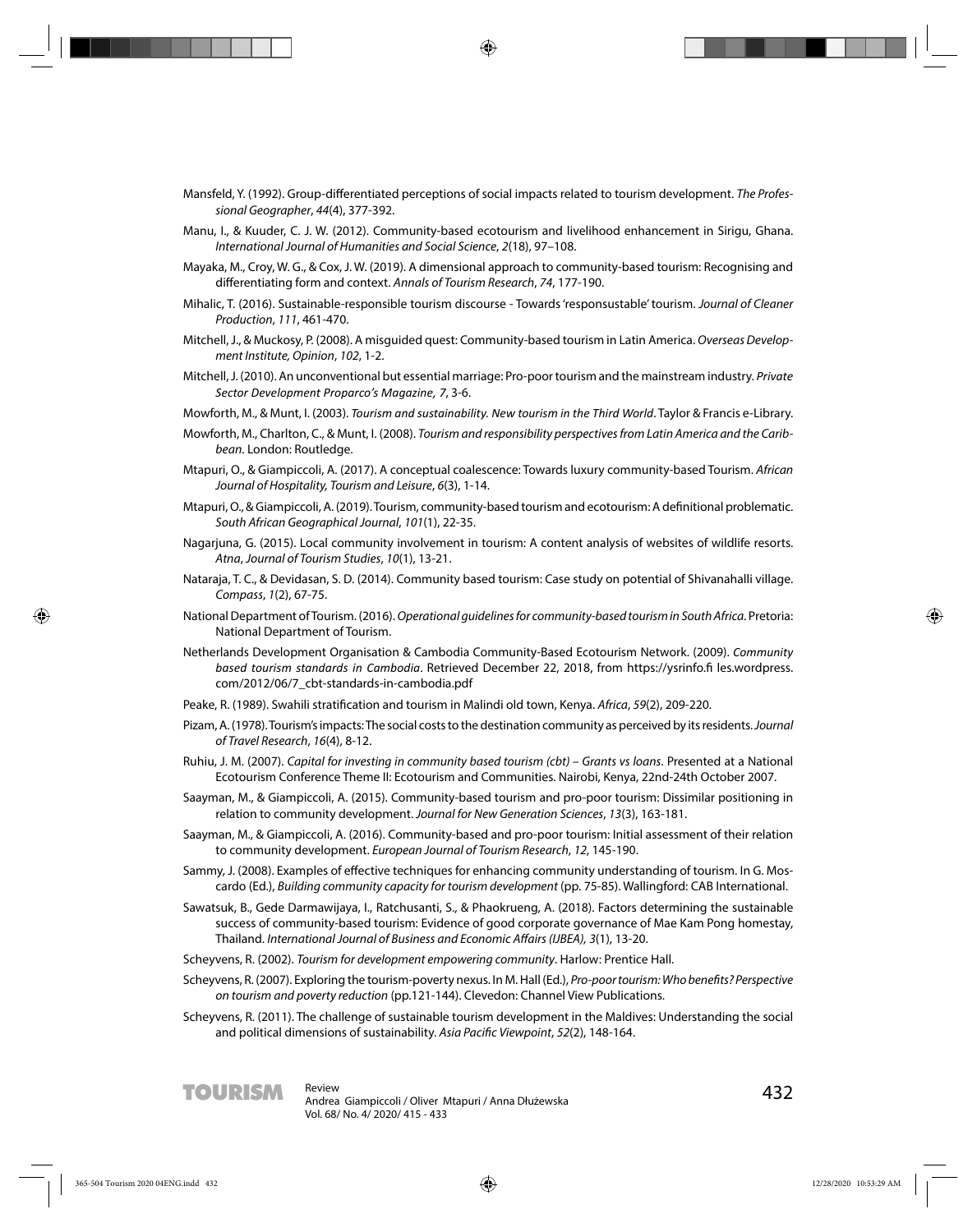Mansfeld, Y. (1992). Group-differentiated perceptions of social impacts related to tourism development. *The Professional Geographer*, *44*(4), 377-392.

Manu, I., & Kuuder, C. J. W. (2012). Community-based ecotourism and livelihood enhancement in Sirigu, Ghana. *International Journal of Humanities and Social Science*, *2*(18), 97–108.

Mayaka, M., Croy, W. G., & Cox, J. W. (2019). A dimensional approach to community-based tourism: Recognising and differentiating form and context. *Annals of Tourism Research*, *74*, 177-190.

Mihalic, T. (2016). Sustainable-responsible tourism discourse - Towards 'responsustable' tourism. *Journal of Cleaner Production*, *111*, 461-470.

Mitchell, J., & Muckosy, P. (2008). A misguided quest: Community-based tourism in Latin America. *Overseas Development Institute, Opinion*, *102*, 1-2.

Mitchell, J. (2010). An unconventional but essential marriage: Pro-poor tourism and the mainstream industry. *Private Sector Development Proparco's Magazine, 7*, 3-6.

Mowforth, M., & Munt, I. (2003). *Tourism and sustainability. New tourism in the Third World*. Taylor & Francis e-Library.

Mowforth, M., Charlton, C., & Munt, I. (2008). *Tourism and responsibility perspectives from Latin America and the Caribbean*. London: Routledge.

Mtapuri, O., & Giampiccoli, A. (2017). A conceptual coalescence: Towards luxury community-based Tourism. *African Journal of Hospitality, Tourism and Leisure*, *6*(3), 1-14.

Mtapuri, O., & Giampiccoli, A. (2019). Tourism, community-based tourism and ecotourism: A definitional problematic. *South African Geographical Journal*, *101*(1), 22-35.

Nagarjuna, G. (2015). Local community involvement in tourism: A content analysis of websites of wildlife resorts. *Atna*, *Journal of Tourism Studies*, *10*(1), 13-21.

Nataraja, T. C., & Devidasan, S. D. (2014). Community based tourism: Case study on potential of Shivanahalli village. *Compass*, *1*(2), 67-75.

National Department of Tourism. (2016). *Operational guidelines for community-based tourism in South Africa*. Pretoria: National Department of Tourism.

Netherlands Development Organisation & Cambodia Community-Based Ecotourism Network. (2009). *Community based tourism standards in Cambodia*. Retrieved December 22, 2018, from https://ysrinfo.fi les.wordpress.com/2012/06/7_cbt-standards-in-cambodia.pdf

Peake, R. (1989). Swahili stratification and tourism in Malindi old town, Kenya. *Africa*, *59*(2), 209-220.

Pizam, A. (1978). Tourism's impacts: The social costs to the destination community as perceived by its residents. *Journal of Travel Research*, *16*(4), 8-12.

Ruhiu, J. M. (2007). *Capital for investing in community based tourism (cbt) – Grants vs loans*. Presented at a National Ecotourism Conference Theme II: Ecotourism and Communities. Nairobi, Kenya, 22nd-24th October 2007.

Saayman, M., & Giampiccoli, A. (2015). Community-based tourism and pro-poor tourism: Dissimilar positioning in relation to community development. *Journal for New Generation Sciences*, *13*(3), 163-181.

Saayman, M., & Giampiccoli, A. (2016). Community-based and pro-poor tourism: Initial assessment of their relation to community development. *European Journal of Tourism Research*, *12*, 145-190.

Sammy, J. (2008). Examples of effective techniques for enhancing community understanding of tourism. In G. Moscardo (Ed.), *Building community capacity for tourism development* (pp. 75-85). Wallingford: CAB International.

Sawatsuk, B., Gede Darmawijaya, I., Ratchusanti, S., & Phaokrueng, A. (2018). Factors determining the sustainable success of community-based tourism: Evidence of good corporate governance of Mae Kam Pong homestay, Thailand. *International Journal of Business and Economic Affairs (IJBEA), 3*(1), 13-20.

Scheyvens, R. (2002). *Tourism for development empowering community*. Harlow: Prentice Hall.

Scheyvens, R. (2007). Exploring the tourism-poverty nexus. In M. Hall (Ed.), *Pro-poor tourism: Who benefits? Perspective on tourism and poverty reduction* (pp.121-144). Clevedon: Channel View Publications.

Scheyvens, R. (2011). The challenge of sustainable tourism development in the Maldives: Understanding the social and political dimensions of sustainability. *Asia Pacific Viewpoint*, *52*(2), 148-164.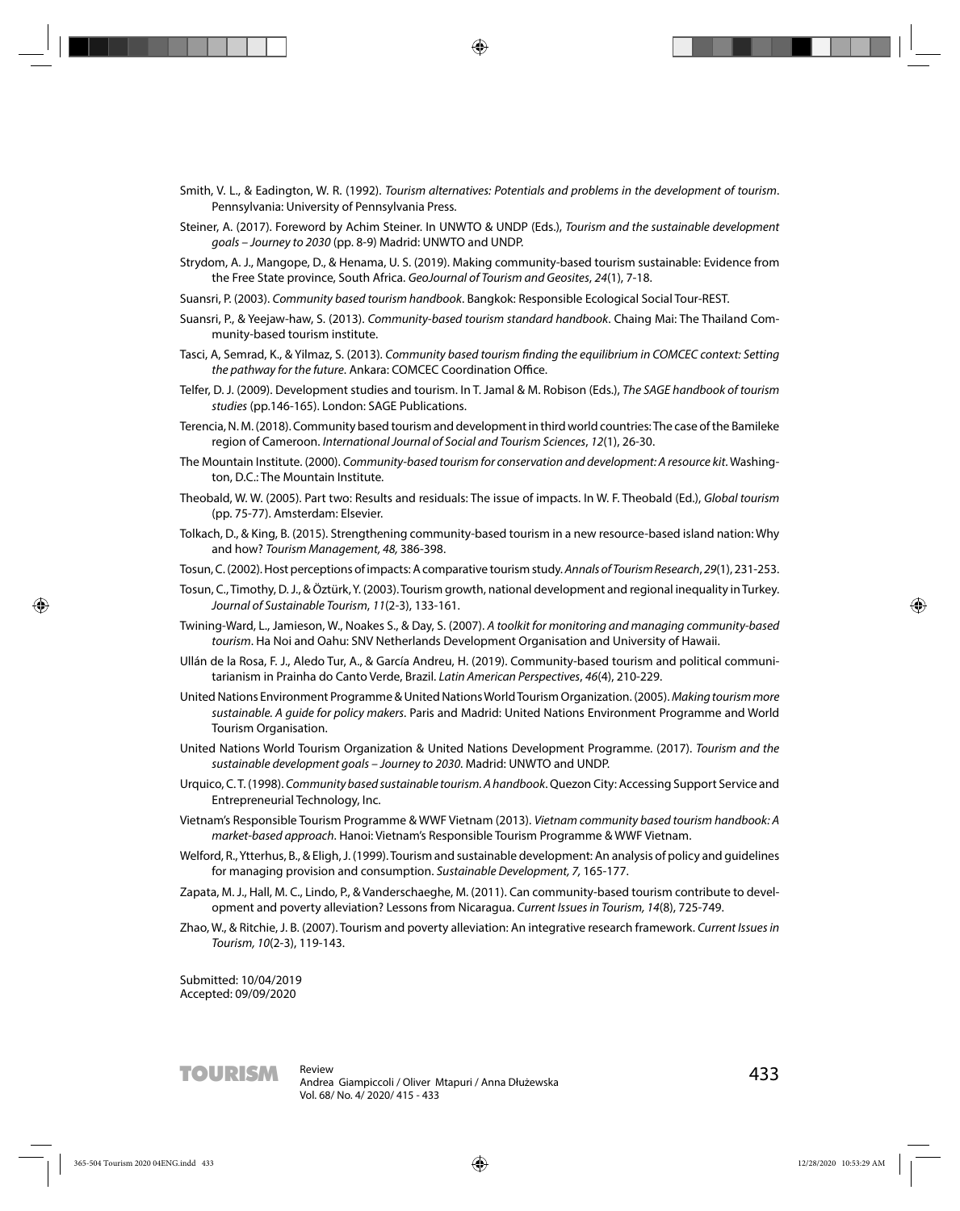Smith, V. L., & Eadington, W. R. (1992). *Tourism alternatives: Potentials and problems in the development of tourism*. Pennsylvania: University of Pennsylvania Press.

Steiner, A. (2017). Foreword by Achim Steiner. In UNWTO & UNDP (Eds.), *Tourism and the sustainable development goals – Journey to 2030* (pp. 8-9) Madrid: UNWTO and UNDP.

Strydom, A. J., Mangope, D., & Henama, U. S. (2019). Making community-based tourism sustainable: Evidence from the Free State province, South Africa. *GeoJournal of Tourism and Geosites*, *24*(1), 7-18.

Suansri, P. (2003). *Community based tourism handbook*. Bangkok: Responsible Ecological Social Tour-REST.

Suansri, P., & Yeejaw-haw, S. (2013). *Community-based tourism standard handbook*. Chaing Mai: The Thailand Community-based tourism institute.

Tasci, A, Semrad, K., & Yilmaz, S. (2013). *Community based tourism finding the equilibrium in COMCEC context: Setting the pathway for the future*. Ankara: COMCEC Coordination Office.

Telfer, D. J. (2009). Development studies and tourism. In T. Jamal & M. Robison (Eds.), *The SAGE handbook of tourism studies* (pp.146-165). London: SAGE Publications.

Terencia, N. M. (2018). Community based tourism and development in third world countries: The case of the Bamileke region of Cameroon. *International Journal of Social and Tourism Sciences*, *12*(1), 26-30.

The Mountain Institute. (2000). *Community-based tourism for conservation and development: A resource kit*. Washington, D.C.: The Mountain Institute.

Theobald, W. W. (2005). Part two: Results and residuals: The issue of impacts. In W. F. Theobald (Ed.), *Global tourism* (pp. 75-77). Amsterdam: Elsevier.

Tolkach, D., & King, B. (2015). Strengthening community-based tourism in a new resource-based island nation: Why and how? *Tourism Management, 48,* 386-398.

Tosun, C. (2002). Host perceptions of impacts: A comparative tourism study. *Annals of Tourism Research*, *29*(1), 231-253.

Tosun, C., Timothy, D. J., & Öztürk, Y. (2003). Tourism growth, national development and regional inequality in Turkey. *Journal of Sustainable Tourism*, *11*(2-3), 133-161.

Twining-Ward, L., Jamieson, W., Noakes S., & Day, S. (2007). *A toolkit for monitoring and managing community-based tourism*. Ha Noi and Oahu: SNV Netherlands Development Organisation and University of Hawaii.

Ullán de la Rosa, F. J., Aledo Tur, A., & García Andreu, H. (2019). Community-based tourism and political communitarianism in Prainha do Canto Verde, Brazil. *Latin American Perspectives*, *46*(4), 210-229.

United Nations Environment Programme & United Nations World Tourism Organization. (2005). *Making tourism more sustainable. A guide for policy makers*. Paris and Madrid: United Nations Environment Programme and World Tourism Organisation.

United Nations World Tourism Organization & United Nations Development Programme. (2017). *Tourism and the sustainable development goals – Journey to 2030*. Madrid: UNWTO and UNDP.

Urquico, C. T. (1998). *Community based sustainable tourism. A handbook*. Quezon City: Accessing Support Service and Entrepreneurial Technology, Inc.

Vietnam's Responsible Tourism Programme & WWF Vietnam (2013). *Vietnam community based tourism handbook: A market-based approach*. Hanoi: Vietnam's Responsible Tourism Programme & WWF Vietnam.

Welford, R., Ytterhus, B., & Eligh, J. (1999). Tourism and sustainable development: An analysis of policy and guidelines for managing provision and consumption. *Sustainable Development, 7,* 165-177.

Zapata, M. J., Hall, M. C., Lindo, P., & Vanderschaeghe, M. (2011). Can community-based tourism contribute to development and poverty alleviation? Lessons from Nicaragua. *Current Issues in Tourism, 14*(8), 725-749.

Zhao, W., & Ritchie, J. B. (2007). Tourism and poverty alleviation: An integrative research framework. *Current Issues in Tourism, 10*(2-3), 119-143.

Submitted: 10/04/2019
Accepted: 09/09/2020